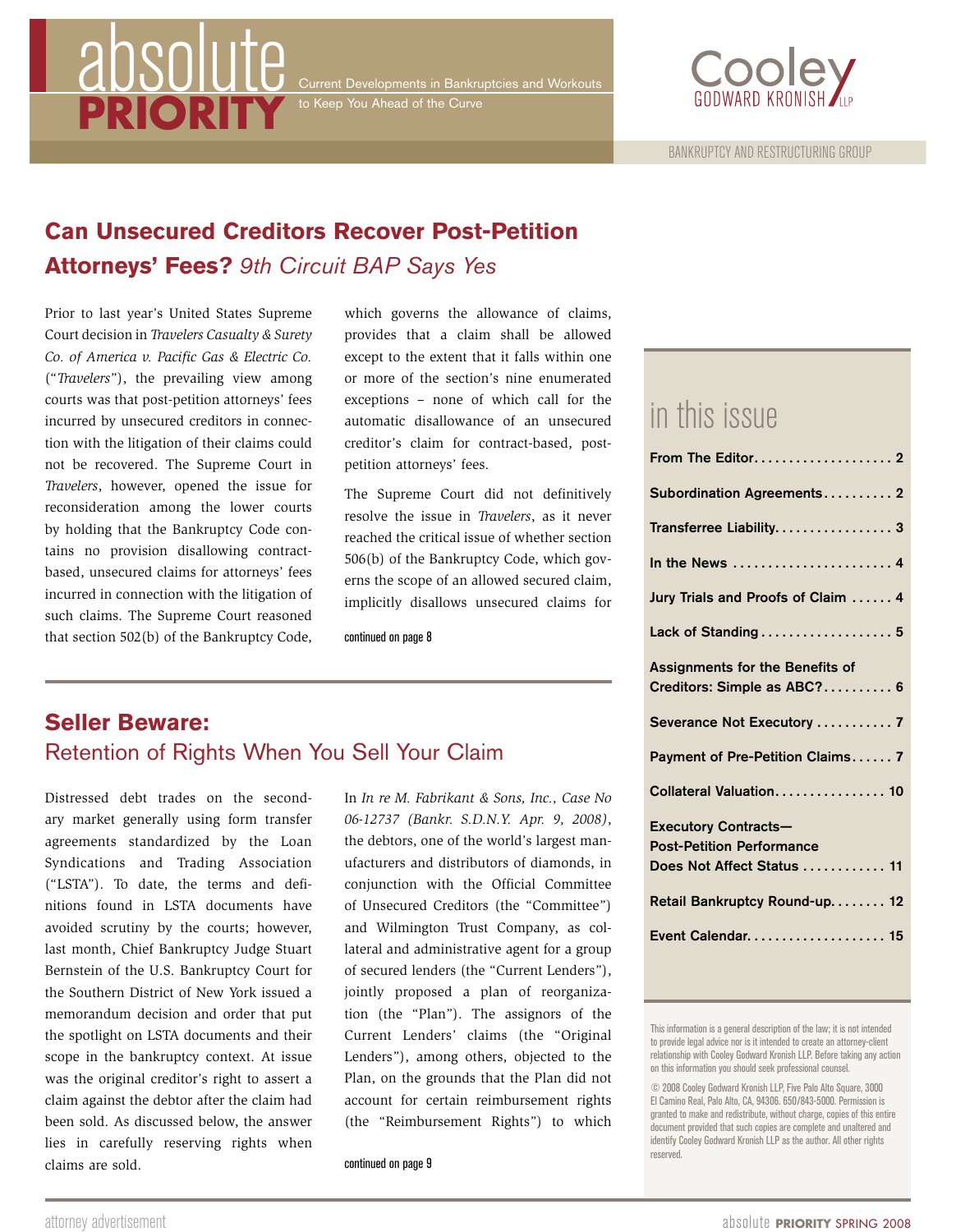# absolute PRIORITY

Current Developments in Bankruptcies and Workouts to Keep You Ahead of the Curve

Cooley Godward Kronish LLP

BANKRUPTCY AND RESTRUCTURING GROUP

## Can Unsecured Creditors Recover Post-Petition Attorneys' Fees? *9th Circuit BAP Says Yes*

Prior to last year's United States Supreme Court decision in *Travelers Casualty & Surety Co. of America v. Pacific Gas & Electric Co.* ("*Travelers*"), the prevailing view among courts was that post-petition attorneys' fees incurred by unsecured creditors in connection with the litigation of their claims could not be recovered. The Supreme Court in *Travelers*, however, opened the issue for reconsideration among the lower courts by holding that the Bankruptcy Code contains no provision disallowing contract-based, unsecured claims for attorneys' fees incurred in connection with the litigation of such claims. The Supreme Court reasoned that section 502(b) of the Bankruptcy Code, which governs the allowance of claims, provides that a claim shall be allowed except to the extent that it falls within one or more of the section's nine enumerated exceptions – none of which call for the automatic disallowance of an unsecured creditor's claim for contract-based, post-petition attorneys' fees.

The Supreme Court did not definitively resolve the issue in *Travelers*, as it never reached the critical issue of whether section 506(b) of the Bankruptcy Code, which governs the scope of an allowed secured claim, implicitly disallows unsecured claims for

continued on page 8

## Seller Beware:
### Retention of Rights When You Sell Your Claim

Distressed debt trades on the secondary market generally using form transfer agreements standardized by the Loan Syndications and Trading Association ("LSTA"). To date, the terms and definitions found in LSTA documents have avoided scrutiny by the courts; however, last month, Chief Bankruptcy Judge Stuart Bernstein of the U.S. Bankruptcy Court for the Southern District of New York issued a memorandum decision and order that put the spotlight on LSTA documents and their scope in the bankruptcy context. At issue was the original creditor's right to assert a claim against the debtor after the claim had been sold. As discussed below, the answer lies in carefully reserving rights when claims are sold.

In *In re M. Fabrikant & Sons, Inc., Case No 06-12737 (Bankr. S.D.N.Y. Apr. 9, 2008)*, the debtors, one of the world's largest manufacturers and distributors of diamonds, in conjunction with the Official Committee of Unsecured Creditors (the "Committee") and Wilmington Trust Company, as collateral and administrative agent for a group of secured lenders (the "Current Lenders"), jointly proposed a plan of reorganization (the "Plan"). The assignors of the Current Lenders' claims (the "Original Lenders"), among others, objected to the Plan, on the grounds that the Plan did not account for certain reimbursement rights (the "Reimbursement Rights") to which

continued on page 9

## in this issue

| | |
|---|---|
| **From The Editor** | **2** |
| **Subordination Agreements** | **2** |
| **Transferee Liability** | **3** |
| **In the News** | **4** |
| **Jury Trials and Proofs of Claim** | **4** |
| **Lack of Standing** | **5** |
| **Assignments for the Benefits of Creditors: Simple as ABC?** | **6** |
| **Severance Not Executory** | **7** |
| **Payment of Pre-Petition Claims** | **7** |
| **Collateral Valuation** | **10** |
| **Executory Contracts—Post-Petition Performance Does Not Affect Status** | **11** |
| **Retail Bankruptcy Round-up** | **12** |
| **Event Calendar** | **15** |

This information is a general description of the law; it is not intended to provide legal advice nor is it intended to create an attorney-client relationship with Cooley Godward Kronish LLP. Before taking any action on this information you should seek professional counsel.

© 2008 Cooley Godward Kronish LLP, Five Palo Alto Square, 3000 El Camino Real, Palo Alto, CA, 94306. 650/843-5000. Permission is granted to make and redistribute, without charge, copies of this entire document provided that such copies are complete and unaltered and identify Cooley Godward Kronish LLP as the author. All other rights reserved.

attorney advertisement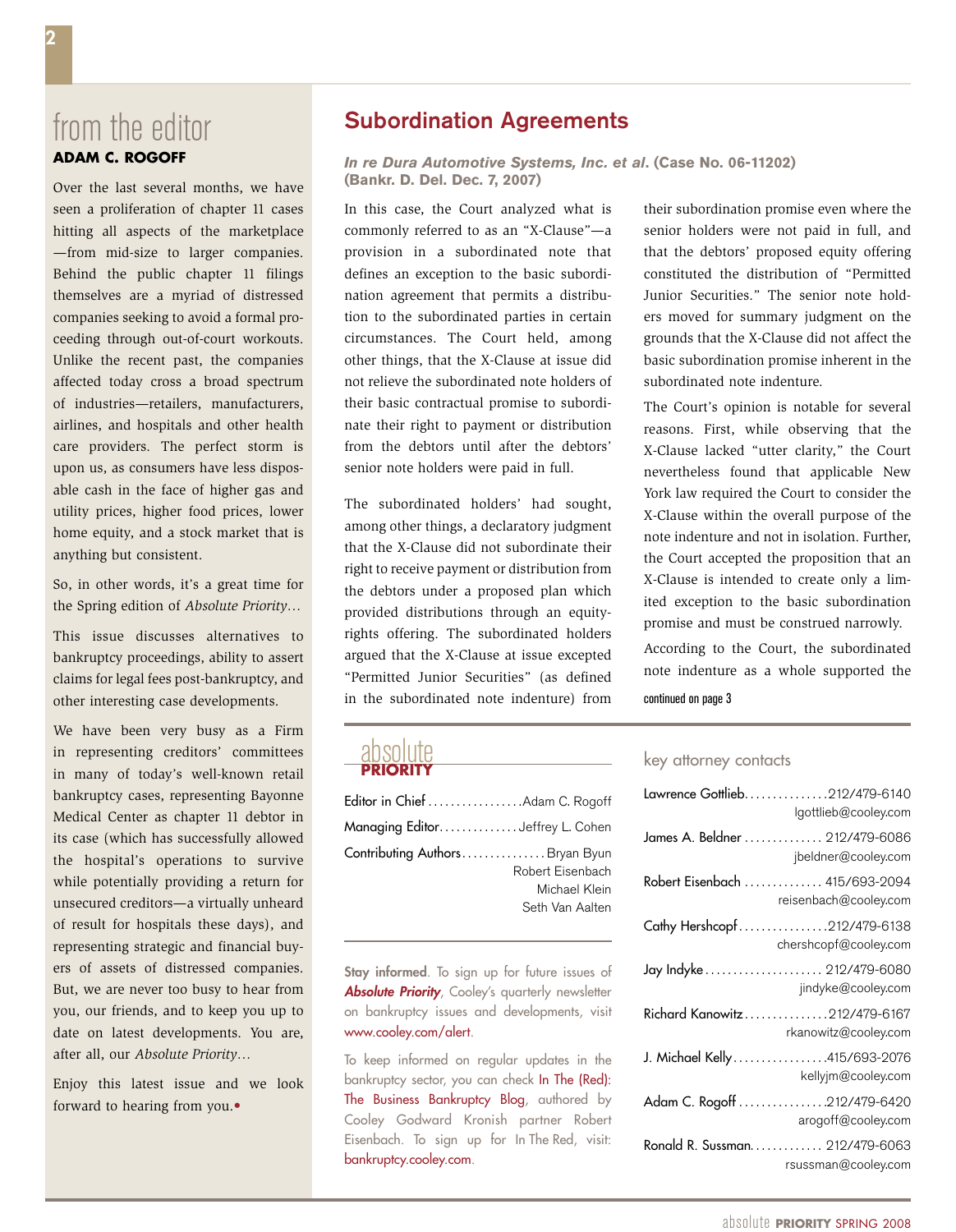## from the editor

**ADAM C. ROGOFF**

Over the last several months, we have seen a proliferation of chapter 11 cases hitting all aspects of the marketplace —from mid-size to larger companies. Behind the public chapter 11 filings themselves are a myriad of distressed companies seeking to avoid a formal proceeding through out-of-court workouts. Unlike the recent past, the companies affected today cross a broad spectrum of industries—retailers, manufacturers, airlines, and hospitals and other health care providers. The perfect storm is upon us, as consumers have less disposable cash in the face of higher gas and utility prices, higher food prices, lower home equity, and a stock market that is anything but consistent.

So, in other words, it's a great time for the Spring edition of *Absolute Priority…*

This issue discusses alternatives to bankruptcy proceedings, ability to assert claims for legal fees post-bankruptcy, and other interesting case developments.

We have been very busy as a Firm in representing creditors' committees in many of today's well-known retail bankruptcy cases, representing Bayonne Medical Center as chapter 11 debtor in its case (which has successfully allowed the hospital's operations to survive while potentially providing a return for unsecured creditors—a virtually unheard of result for hospitals these days), and representing strategic and financial buyers of assets of distressed companies. But, we are never too busy to hear from you, our friends, and to keep you up to date on latest developments. You are, after all, our *Absolute Priority…*

Enjoy this latest issue and we look forward to hearing from you.•

## Subordination Agreements

***In re Dura Automotive Systems, Inc. et al.* (Case No. 06-11202) (Bankr. D. Del. Dec. 7, 2007)**

In this case, the Court analyzed what is commonly referred to as an "X-Clause"—a provision in a subordinated note that defines an exception to the basic subordination agreement that permits a distribution to the subordinated parties in certain circumstances. The Court held, among other things, that the X-Clause at issue did not relieve the subordinated note holders of their basic contractual promise to subordinate their right to payment or distribution from the debtors until after the debtors' senior note holders were paid in full.

The subordinated holders' had sought, among other things, a declaratory judgment that the X-Clause did not subordinate their right to receive payment or distribution from the debtors under a proposed plan which provided distributions through an equity-rights offering. The subordinated holders argued that the X-Clause at issue excepted "Permitted Junior Securities" (as defined in the subordinated note indenture) from their subordination promise even where the senior holders were not paid in full, and that the debtors' proposed equity offering constituted the distribution of "Permitted Junior Securities." The senior note holders moved for summary judgment on the grounds that the X-Clause did not affect the basic subordination promise inherent in the subordinated note indenture.

The Court's opinion is notable for several reasons. First, while observing that the X-Clause lacked "utter clarity," the Court nevertheless found that applicable New York law required the Court to consider the X-Clause within the overall purpose of the note indenture and not in isolation. Further, the Court accepted the proposition that an X-Clause is intended to create only a limited exception to the basic subordination promise and must be construed narrowly.

According to the Court, the subordinated note indenture as a whole supported the

continued on page 3

### absolute PRIORITY

Editor in Chief ................. Adam C. Rogoff
Managing Editor.............. Jeffrey L. Cohen
Contributing Authors............... Bryan Byun
Robert Eisenbach
Michael Klein
Seth Van Aalten

**Stay informed**. To sign up for future issues of ***Absolute Priority***, Cooley's quarterly newsletter on bankruptcy issues and developments, visit www.cooley.com/alert.

To keep informed on regular updates in the bankruptcy sector, you can check In The (Red): The Business Bankruptcy Blog, authored by Cooley Godward Kronish partner Robert Eisenbach. To sign up for In The Red, visit: bankruptcy.cooley.com.

### key attorney contacts

Lawrence Gottlieb............... 212/479-6140
lgottlieb@cooley.com

James A. Beldner .............. 212/479-6086
jbeldner@cooley.com

Robert Eisenbach .............. 415/693-2094
reisenbach@cooley.com

Cathy Hershcopf................ 212/479-6138
chershcopf@cooley.com

Jay Indyke..................... 212/479-6080
jindyke@cooley.com

Richard Kanowitz............... 212/479-6167
rkanowitz@cooley.com

J. Michael Kelly................ 415/693-2076
kellyjm@cooley.com

Adam C. Rogoff ................ 212/479-6420
arogoff@cooley.com

Ronald R. Sussman............. 212/479-6063
rsussman@cooley.com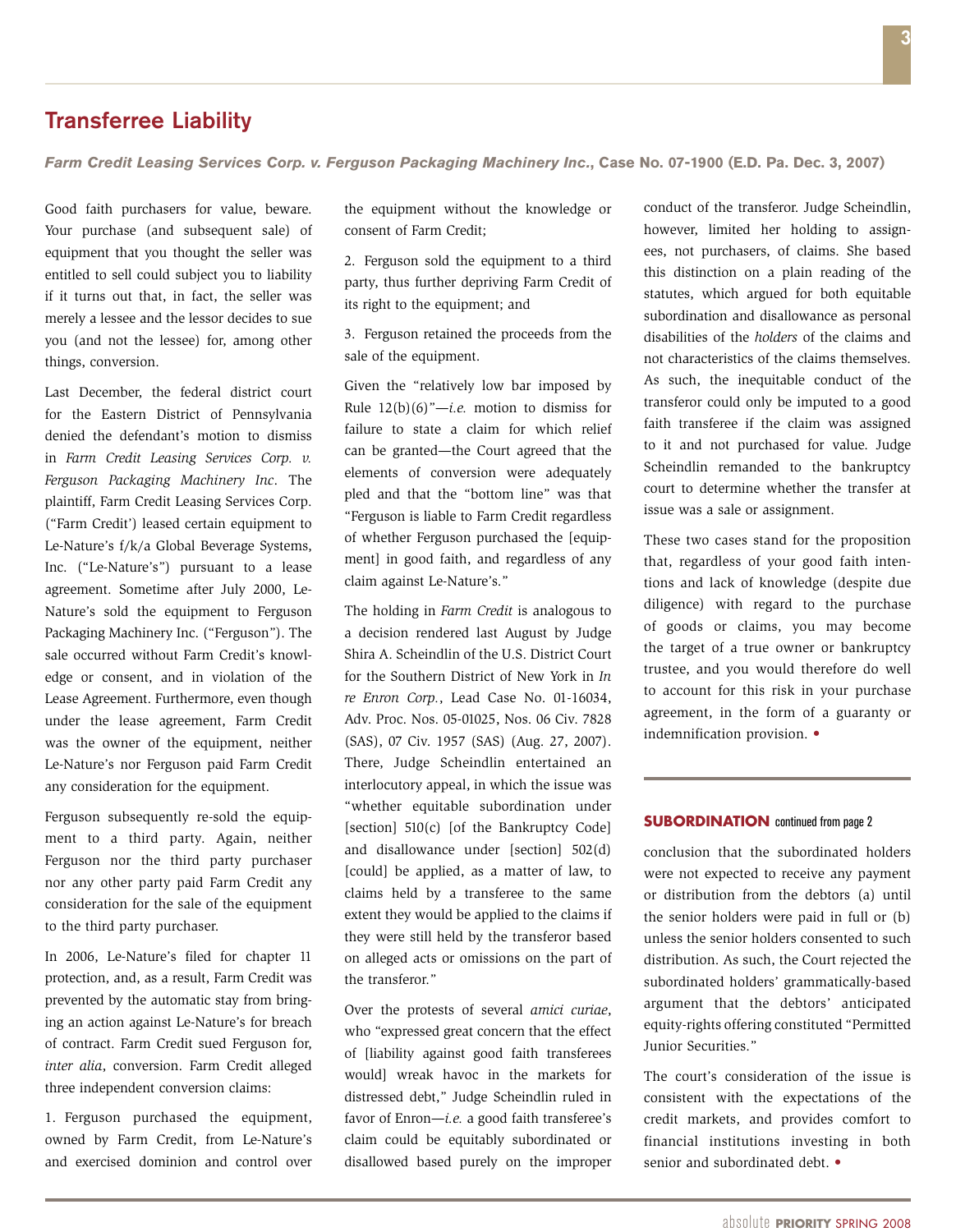## Transferree Liability

***Farm Credit Leasing Services Corp. v. Ferguson Packaging Machinery Inc.*, Case No. 07-1900 (E.D. Pa. Dec. 3, 2007)**

Good faith purchasers for value, beware. Your purchase (and subsequent sale) of equipment that you thought the seller was entitled to sell could subject you to liability if it turns out that, in fact, the seller was merely a lessee and the lessor decides to sue you (and not the lessee) for, among other things, conversion.

Last December, the federal district court for the Eastern District of Pennsylvania denied the defendant's motion to dismiss in *Farm Credit Leasing Services Corp. v. Ferguson Packaging Machinery Inc*. The plaintiff, Farm Credit Leasing Services Corp. ("Farm Credit') leased certain equipment to Le-Nature's f/k/a Global Beverage Systems, Inc. ("Le-Nature's") pursuant to a lease agreement. Sometime after July 2000, Le-Nature's sold the equipment to Ferguson Packaging Machinery Inc. ("Ferguson"). The sale occurred without Farm Credit's knowledge or consent, and in violation of the Lease Agreement. Furthermore, even though under the lease agreement, Farm Credit was the owner of the equipment, neither Le-Nature's nor Ferguson paid Farm Credit any consideration for the equipment.

Ferguson subsequently re-sold the equipment to a third party. Again, neither Ferguson nor the third party purchaser nor any other party paid Farm Credit any consideration for the sale of the equipment to the third party purchaser.

In 2006, Le-Nature's filed for chapter 11 protection, and, as a result, Farm Credit was prevented by the automatic stay from bringing an action against Le-Nature's for breach of contract. Farm Credit sued Ferguson for, *inter alia*, conversion. Farm Credit alleged three independent conversion claims:

1. Ferguson purchased the equipment, owned by Farm Credit, from Le-Nature's and exercised dominion and control over the equipment without the knowledge or consent of Farm Credit;

2. Ferguson sold the equipment to a third party, thus further depriving Farm Credit of its right to the equipment; and

3. Ferguson retained the proceeds from the sale of the equipment.

Given the "relatively low bar imposed by Rule 12(b)(6)"—*i.e.* motion to dismiss for failure to state a claim for which relief can be granted—the Court agreed that the elements of conversion were adequately pled and that the "bottom line" was that "Ferguson is liable to Farm Credit regardless of whether Ferguson purchased the [equipment] in good faith, and regardless of any claim against Le-Nature's."

The holding in *Farm Credit* is analogous to a decision rendered last August by Judge Shira A. Scheindlin of the U.S. District Court for the Southern District of New York in *In re Enron Corp.*, Lead Case No. 01-16034, Adv. Proc. Nos. 05-01025, Nos. 06 Civ. 7828 (SAS), 07 Civ. 1957 (SAS) (Aug. 27, 2007). There, Judge Scheindlin entertained an interlocutory appeal, in which the issue was "whether equitable subordination under [section] 510(c) [of the Bankruptcy Code] and disallowance under [section] 502(d) [could] be applied, as a matter of law, to claims held by a transferee to the same extent they would be applied to the claims if they were still held by the transferor based on alleged acts or omissions on the part of the transferor."

Over the protests of several *amici curiae*, who "expressed great concern that the effect of [liability against good faith transferees would] wreak havoc in the markets for distressed debt," Judge Scheindlin ruled in favor of Enron—*i.e.* a good faith transferee's claim could be equitably subordinated or disallowed based purely on the improper conduct of the transferor. Judge Scheindlin, however, limited her holding to assignees, not purchasers, of claims. She based this distinction on a plain reading of the statutes, which argued for both equitable subordination and disallowance as personal disabilities of the *holders* of the claims and not characteristics of the claims themselves. As such, the inequitable conduct of the transferor could only be imputed to a good faith transferee if the claim was assigned to it and not purchased for value. Judge Scheindlin remanded to the bankruptcy court to determine whether the transfer at issue was a sale or assignment.

These two cases stand for the proposition that, regardless of your good faith intentions and lack of knowledge (despite due diligence) with regard to the purchase of goods or claims, you may become the target of a true owner or bankruptcy trustee, and you would therefore do well to account for this risk in your purchase agreement, in the form of a guaranty or indemnification provision. •

---

**SUBORDINATION** continued from page 2

conclusion that the subordinated holders were not expected to receive any payment or distribution from the debtors (a) until the senior holders were paid in full or (b) unless the senior holders consented to such distribution. As such, the Court rejected the subordinated holders' grammatically-based argument that the debtors' anticipated equity-rights offering constituted "Permitted Junior Securities."

The court's consideration of the issue is consistent with the expectations of the credit markets, and provides comfort to financial institutions investing in both senior and subordinated debt. •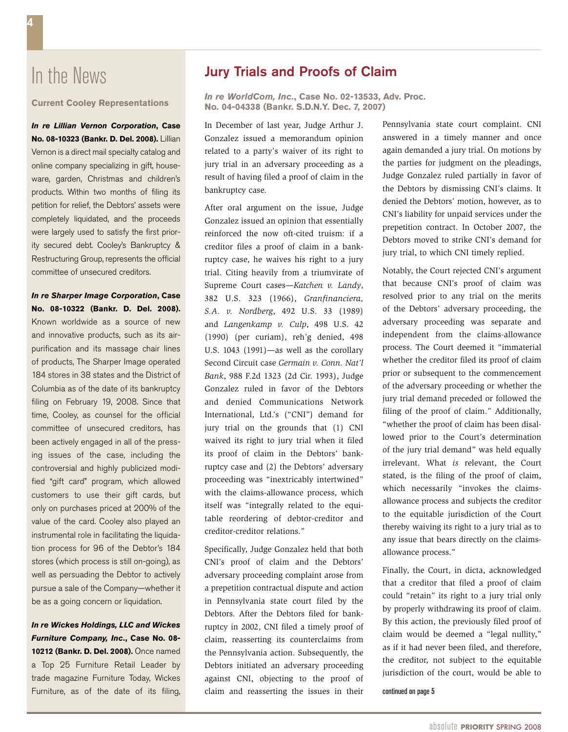# In the News

### Current Cooley Representations

***In re Lillian Vernon Corporation*, Case No. 08-10323 (Bankr. D. Del. 2008).** Lillian Vernon is a direct mail specialty catalog and online company specializing in gift, houseware, garden, Christmas and children's products. Within two months of filing its petition for relief, the Debtors' assets were completely liquidated, and the proceeds were largely used to satisfy the first priority secured debt. Cooley's Bankruptcy & Restructuring Group, represents the official committee of unsecured creditors.

***In re Sharper Image Corporation*, Case No. 08-10322 (Bankr. D. Del. 2008).** Known worldwide as a source of new and innovative products, such as its air-purification and its massage chair lines of products, The Sharper Image operated 184 stores in 38 states and the District of Columbia as of the date of its bankruptcy filing on February 19, 2008. Since that time, Cooley, as counsel for the official committee of unsecured creditors, has been actively engaged in all of the pressing issues of the case, including the controversial and highly publicized modified "gift card" program, which allowed customers to use their gift cards, but only on purchases priced at 200% of the value of the card. Cooley also played an instrumental role in facilitating the liquidation process for 96 of the Debtor's 184 stores (which process is still on-going), as well as persuading the Debtor to actively pursue a sale of the Company—whether it be as a going concern or liquidation.

***In re Wickes Holdings, LLC and Wickes Furniture Company, Inc.*, Case No. 08-10212 (Bankr. D. Del. 2008).** Once named a Top 25 Furniture Retail Leader by trade magazine Furniture Today, Wickes Furniture, as of the date of its filing,

## Jury Trials and Proofs of Claim

***In re WorldCom, Inc.*, Case No. 02-13533, Adv. Proc. No. 04-04338 (Bankr. S.D.N.Y. Dec. 7, 2007)**

In December of last year, Judge Arthur J. Gonzalez issued a memorandum opinion related to a party's waiver of its right to jury trial in an adversary proceeding as a result of having filed a proof of claim in the bankruptcy case.

After oral argument on the issue, Judge Gonzalez issued an opinion that essentially reinforced the now oft-cited truism: if a creditor files a proof of claim in a bankruptcy case, he waives his right to a jury trial. Citing heavily from a triumvirate of Supreme Court cases—*Katchen v. Landy*, 382 U.S. 323 (1966), *Granfinanciera, S.A. v. Nordberg*, 492 U.S. 33 (1989) and *Langenkamp v. Culp*, 498 U.S. 42 (1990) (per curiam), reh'g denied, 498 U.S. 1043 (1991)—as well as the corollary Second Circuit case *Germain v. Conn. Nat'l Bank*, 988 F.2d 1323 (2d Cir. 1993), Judge Gonzalez ruled in favor of the Debtors and denied Communications Network International, Ltd.'s ("CNI") demand for jury trial on the grounds that (1) CNI waived its right to jury trial when it filed its proof of claim in the Debtors' bankruptcy case and (2) the Debtors' adversary proceeding was "inextricably intertwined" with the claims-allowance process, which itself was "integrally related to the equitable reordering of debtor-creditor and creditor-creditor relations."

Specifically, Judge Gonzalez held that both CNI's proof of claim and the Debtors' adversary proceeding complaint arose from a prepetition contractual dispute and action in Pennsylvania state court filed by the Debtors. After the Debtors filed for bankruptcy in 2002, CNI filed a timely proof of claim, reasserting its counterclaims from the Pennsylvania action. Subsequently, the Debtors initiated an adversary proceeding against CNI, objecting to the proof of claim and reasserting the issues in their Pennsylvania state court complaint. CNI answered in a timely manner and once again demanded a jury trial. On motions by the parties for judgment on the pleadings, Judge Gonzalez ruled partially in favor of the Debtors by dismissing CNI's claims. It denied the Debtors' motion, however, as to CNI's liability for unpaid services under the prepetition contract. In October 2007, the Debtors moved to strike CNI's demand for jury trial, to which CNI timely replied.

Notably, the Court rejected CNI's argument that because CNI's proof of claim was resolved prior to any trial on the merits of the Debtors' adversary proceeding, the adversary proceeding was separate and independent from the claims-allowance process. The Court deemed it "immaterial whether the creditor filed its proof of claim prior or subsequent to the commencement of the adversary proceeding or whether the jury trial demand preceded or followed the filing of the proof of claim." Additionally, "whether the proof of claim has been disallowed prior to the Court's determination of the jury trial demand" was held equally irrelevant. What *is* relevant, the Court stated, is the filing of the proof of claim, which necessarily "invokes the claims-allowance process and subjects the creditor to the equitable jurisdiction of the Court thereby waiving its right to a jury trial as to any issue that bears directly on the claims-allowance process."

Finally, the Court, in dicta, acknowledged that a creditor that filed a proof of claim could "retain" its right to a jury trial only by properly withdrawing its proof of claim. By this action, the previously filed proof of claim would be deemed a "legal nullity," as if it had never been filed, and therefore, the creditor, not subject to the equitable jurisdiction of the court, would be able to

continued on page 5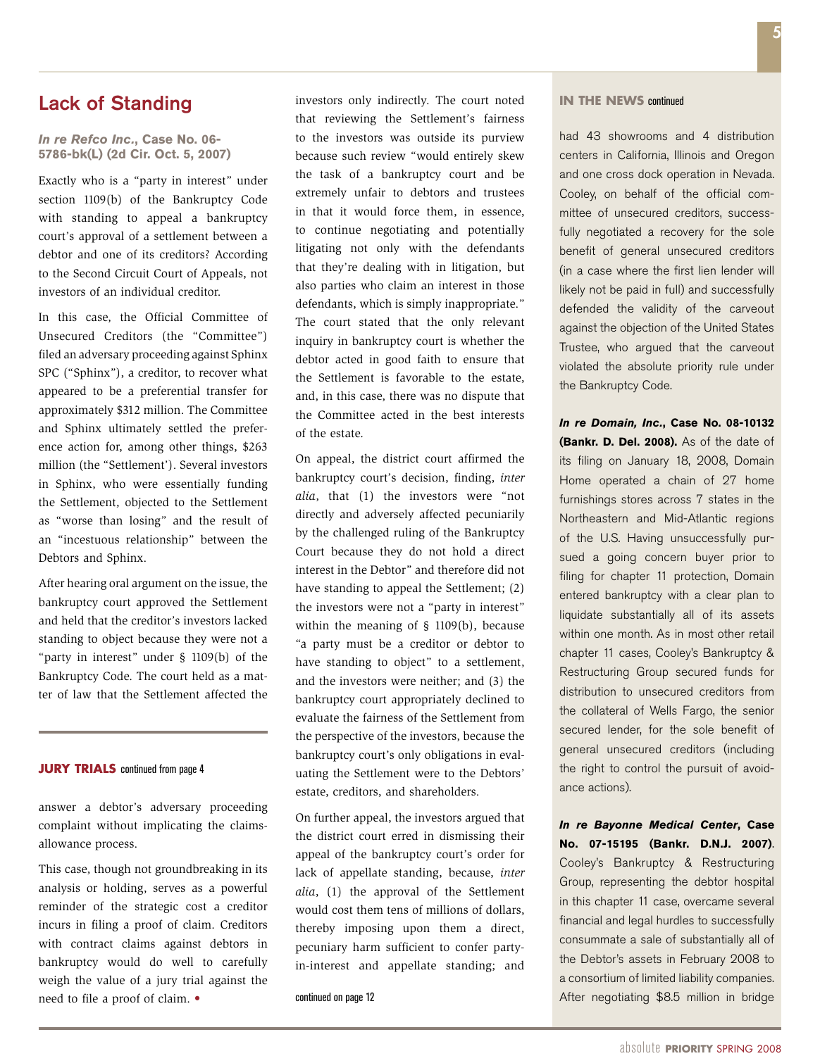## Lack of Standing

***In re Refco Inc.*, Case No. 06-5786-bk(L) (2d Cir. Oct. 5, 2007)**

Exactly who is a "party in interest" under section 1109(b) of the Bankruptcy Code with standing to appeal a bankruptcy court's approval of a settlement between a debtor and one of its creditors? According to the Second Circuit Court of Appeals, not investors of an individual creditor.

In this case, the Official Committee of Unsecured Creditors (the "Committee") filed an adversary proceeding against Sphinx SPC ("Sphinx"), a creditor, to recover what appeared to be a preferential transfer for approximately $312 million. The Committee and Sphinx ultimately settled the preference action for, among other things, $263 million (the "Settlement'). Several investors in Sphinx, who were essentially funding the Settlement, objected to the Settlement as "worse than losing" and the result of an "incestuous relationship" between the Debtors and Sphinx.

After hearing oral argument on the issue, the bankruptcy court approved the Settlement and held that the creditor's investors lacked standing to object because they were not a "party in interest" under § 1109(b) of the Bankruptcy Code. The court held as a matter of law that the Settlement affected the investors only indirectly. The court noted that reviewing the Settlement's fairness to the investors was outside its purview because such review "would entirely skew the task of a bankruptcy court and be extremely unfair to debtors and trustees in that it would force them, in essence, to continue negotiating and potentially litigating not only with the defendants that they're dealing with in litigation, but also parties who claim an interest in those defendants, which is simply inappropriate." The court stated that the only relevant inquiry in bankruptcy court is whether the debtor acted in good faith to ensure that the Settlement is favorable to the estate, and, in this case, there was no dispute that the Committee acted in the best interests of the estate.

On appeal, the district court affirmed the bankruptcy court's decision, finding, *inter alia*, that (1) the investors were "not directly and adversely affected pecuniarily by the challenged ruling of the Bankruptcy Court because they do not hold a direct interest in the Debtor" and therefore did not have standing to appeal the Settlement; (2) the investors were not a "party in interest" within the meaning of § 1109(b), because "a party must be a creditor or debtor to have standing to object" to a settlement, and the investors were neither; and (3) the bankruptcy court appropriately declined to evaluate the fairness of the Settlement from the perspective of the investors, because the bankruptcy court's only obligations in evaluating the Settlement were to the Debtors' estate, creditors, and shareholders.

On further appeal, the investors argued that the district court erred in dismissing their appeal of the bankruptcy court's order for lack of appellate standing, because, *inter alia*, (1) the approval of the Settlement would cost them tens of millions of dollars, thereby imposing upon them a direct, pecuniary harm sufficient to confer party-in-interest and appellate standing; and

continued on page 12

---

**JURY TRIALS** continued from page 4

answer a debtor's adversary proceeding complaint without implicating the claims-allowance process.

This case, though not groundbreaking in its analysis or holding, serves as a powerful reminder of the strategic cost a creditor incurs in filing a proof of claim. Creditors with contract claims against debtors in bankruptcy would do well to carefully weigh the value of a jury trial against the need to file a proof of claim. •

---

**IN THE NEWS** continued

had 43 showrooms and 4 distribution centers in California, Illinois and Oregon and one cross dock operation in Nevada. Cooley, on behalf of the official committee of unsecured creditors, successfully negotiated a recovery for the sole benefit of general unsecured creditors (in a case where the first lien lender will likely not be paid in full) and successfully defended the validity of the carveout against the objection of the United States Trustee, who argued that the carveout violated the absolute priority rule under the Bankruptcy Code.

***In re Domain, Inc.*, Case No. 08-10132 (Bankr. D. Del. 2008).** As of the date of its filing on January 18, 2008, Domain Home operated a chain of 27 home furnishings stores across 7 states in the Northeastern and Mid-Atlantic regions of the U.S. Having unsuccessfully pursued a going concern buyer prior to filing for chapter 11 protection, Domain entered bankruptcy with a clear plan to liquidate substantially all of its assets within one month. As in most other retail chapter 11 cases, Cooley's Bankruptcy & Restructuring Group secured funds for distribution to unsecured creditors from the collateral of Wells Fargo, the senior secured lender, for the sole benefit of general unsecured creditors (including the right to control the pursuit of avoidance actions).

***In re Bayonne Medical Center*, Case No. 07-15195 (Bankr. D.N.J. 2007)**. Cooley's Bankruptcy & Restructuring Group, representing the debtor hospital in this chapter 11 case, overcame several financial and legal hurdles to successfully consummate a sale of substantially all of the Debtor's assets in February 2008 to a consortium of limited liability companies. After negotiating $8.5 million in bridge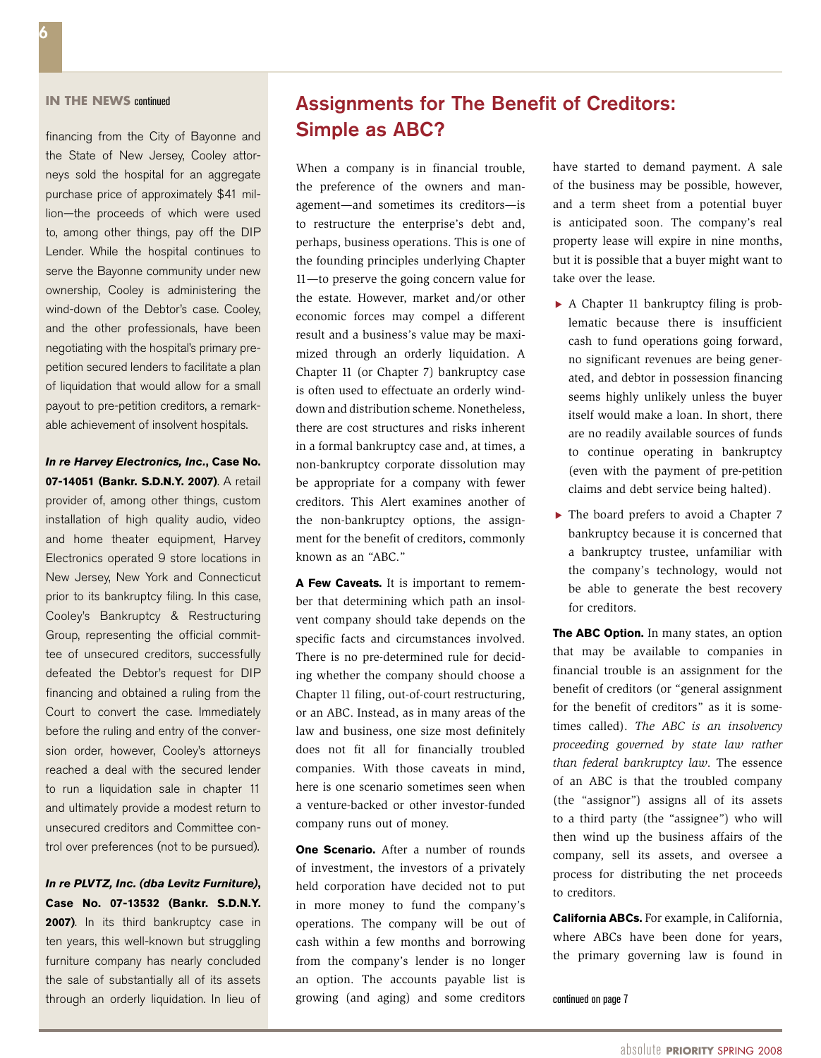**IN THE NEWS** continued

financing from the City of Bayonne and the State of New Jersey, Cooley attorneys sold the hospital for an aggregate purchase price of approximately $41 million—the proceeds of which were used to, among other things, pay off the DIP Lender. While the hospital continues to serve the Bayonne community under new ownership, Cooley is administering the wind-down of the Debtor's case. Cooley, and the other professionals, have been negotiating with the hospital's primary pre-petition secured lenders to facilitate a plan of liquidation that would allow for a small payout to pre-petition creditors, a remarkable achievement of insolvent hospitals.

***In re Harvey Electronics, Inc.*, Case No. 07-14051 (Bankr. S.D.N.Y. 2007)**. A retail provider of, among other things, custom installation of high quality audio, video and home theater equipment, Harvey Electronics operated 9 store locations in New Jersey, New York and Connecticut prior to its bankruptcy filing. In this case, Cooley's Bankruptcy & Restructuring Group, representing the official committee of unsecured creditors, successfully defeated the Debtor's request for DIP financing and obtained a ruling from the Court to convert the case. Immediately before the ruling and entry of the conversion order, however, Cooley's attorneys reached a deal with the secured lender to run a liquidation sale in chapter 11 and ultimately provide a modest return to unsecured creditors and Committee control over preferences (not to be pursued).

***In re PLVTZ, Inc. (dba Levitz Furniture)*, Case No. 07-13532 (Bankr. S.D.N.Y. 2007)**. In its third bankruptcy case in ten years, this well-known but struggling furniture company has nearly concluded the sale of substantially all of its assets through an orderly liquidation. In lieu of

## Assignments for The Benefit of Creditors: Simple as ABC?

When a company is in financial trouble, the preference of the owners and management—and sometimes its creditors—is to restructure the enterprise's debt and, perhaps, business operations. This is one of the founding principles underlying Chapter 11—to preserve the going concern value for the estate. However, market and/or other economic forces may compel a different result and a business's value may be maximized through an orderly liquidation. A Chapter 11 (or Chapter 7) bankruptcy case is often used to effectuate an orderly wind-down and distribution scheme. Nonetheless, there are cost structures and risks inherent in a formal bankruptcy case and, at times, a non-bankruptcy corporate dissolution may be appropriate for a company with fewer creditors. This Alert examines another of the non-bankruptcy options, the assignment for the benefit of creditors, commonly known as an "ABC."

**A Few Caveats.** It is important to remember that determining which path an insolvent company should take depends on the specific facts and circumstances involved. There is no pre-determined rule for deciding whether the company should choose a Chapter 11 filing, out-of-court restructuring, or an ABC. Instead, as in many areas of the law and business, one size most definitely does not fit all for financially troubled companies. With those caveats in mind, here is one scenario sometimes seen when a venture-backed or other investor-funded company runs out of money.

**One Scenario.** After a number of rounds of investment, the investors of a privately held corporation have decided not to put in more money to fund the company's operations. The company will be out of cash within a few months and borrowing from the company's lender is no longer an option. The accounts payable list is growing (and aging) and some creditors have started to demand payment. A sale of the business may be possible, however, and a term sheet from a potential buyer is anticipated soon. The company's real property lease will expire in nine months, but it is possible that a buyer might want to take over the lease.

- A Chapter 11 bankruptcy filing is problematic because there is insufficient cash to fund operations going forward, no significant revenues are being generated, and debtor in possession financing seems highly unlikely unless the buyer itself would make a loan. In short, there are no readily available sources of funds to continue operating in bankruptcy (even with the payment of pre-petition claims and debt service being halted).
- The board prefers to avoid a Chapter 7 bankruptcy because it is concerned that a bankruptcy trustee, unfamiliar with the company's technology, would not be able to generate the best recovery for creditors.

**The ABC Option.** In many states, an option that may be available to companies in financial trouble is an assignment for the benefit of creditors (or "general assignment for the benefit of creditors" as it is sometimes called). *The ABC is an insolvency proceeding governed by state law rather than federal bankruptcy law.* The essence of an ABC is that the troubled company (the "assignor") assigns all of its assets to a third party (the "assignee") who will then wind up the business affairs of the company, sell its assets, and oversee a process for distributing the net proceeds to creditors.

**California ABCs.** For example, in California, where ABCs have been done for years, the primary governing law is found in

continued on page 7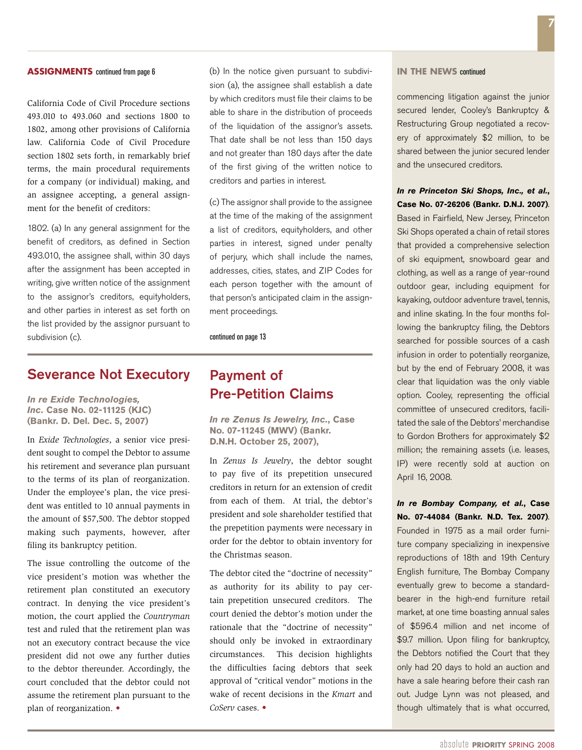**ASSIGNMENTS** continued from page 6

California Code of Civil Procedure sections 493.010 to 493.060 and sections 1800 to 1802, among other provisions of California law. California Code of Civil Procedure section 1802 sets forth, in remarkably brief terms, the main procedural requirements for a company (or individual) making, and an assignee accepting, a general assignment for the benefit of creditors:

1802. (a) In any general assignment for the benefit of creditors, as defined in Section 493.010, the assignee shall, within 30 days after the assignment has been accepted in writing, give written notice of the assignment to the assignor's creditors, equityholders, and other parties in interest as set forth on the list provided by the assignor pursuant to subdivision (c).

(b) In the notice given pursuant to subdivision (a), the assignee shall establish a date by which creditors must file their claims to be able to share in the distribution of proceeds of the liquidation of the assignor's assets. That date shall be not less than 150 days and not greater than 180 days after the date of the first giving of the written notice to creditors and parties in interest.

(c) The assignor shall provide to the assignee at the time of the making of the assignment a list of creditors, equityholders, and other parties in interest, signed under penalty of perjury, which shall include the names, addresses, cities, states, and ZIP Codes for each person together with the amount of that person's anticipated claim in the assignment proceedings.

continued on page 13

## Severance Not Executory

***In re Exide Technologies, Inc.* Case No. 02-11125 (KJC) (Bankr. D. Del. Dec. 5, 2007)**

In *Exide Technologies*, a senior vice president sought to compel the Debtor to assume his retirement and severance plan pursuant to the terms of its plan of reorganization. Under the employee's plan, the vice president was entitled to 10 annual payments in the amount of $57,500. The debtor stopped making such payments, however, after filing its bankruptcy petition.

The issue controlling the outcome of the vice president's motion was whether the retirement plan constituted an executory contract. In denying the vice president's motion, the court applied the *Countryman* test and ruled that the retirement plan was not an executory contract because the vice president did not owe any further duties to the debtor thereunder. Accordingly, the court concluded that the debtor could not assume the retirement plan pursuant to the plan of reorganization. •

## Payment of Pre-Petition Claims

***In re Zenus Is Jewelry, Inc.*, Case No. 07-11245 (MWV) (Bankr. D.N.H. October 25, 2007),**

In *Zenus Is Jewelry*, the debtor sought to pay five of its prepetition unsecured creditors in return for an extension of credit from each of them. At trial, the debtor's president and sole shareholder testified that the prepetition payments were necessary in order for the debtor to obtain inventory for the Christmas season.

The debtor cited the "doctrine of necessity" as authority for its ability to pay certain prepetition unsecured creditors. The court denied the debtor's motion under the rationale that the "doctrine of necessity" should only be invoked in extraordinary circumstances. This decision highlights the difficulties facing debtors that seek approval of "critical vendor" motions in the wake of recent decisions in the *Kmart* and *CoServ* cases. •

**IN THE NEWS** continued

commencing litigation against the junior secured lender, Cooley's Bankruptcy & Restructuring Group negotiated a recovery of approximately $2 million, to be shared between the junior secured lender and the unsecured creditors.

***In re Princeton Ski Shops, Inc., et al.*, Case No. 07-26206 (Bankr. D.N.J. 2007)**. Based in Fairfield, New Jersey, Princeton Ski Shops operated a chain of retail stores that provided a comprehensive selection of ski equipment, snowboard gear and clothing, as well as a range of year-round outdoor gear, including equipment for kayaking, outdoor adventure travel, tennis, and inline skating. In the four months following the bankruptcy filing, the Debtors searched for possible sources of a cash infusion in order to potentially reorganize, but by the end of February 2008, it was clear that liquidation was the only viable option. Cooley, representing the official committee of unsecured creditors, facilitated the sale of the Debtors' merchandise to Gordon Brothers for approximately $2 million; the remaining assets (i.e. leases, IP) were recently sold at auction on April 16, 2008.

***In re Bombay Company, et al.*, Case No. 07-44084 (Bankr. N.D. Tex. 2007)**. Founded in 1975 as a mail order furniture company specializing in inexpensive reproductions of 18th and 19th Century English furniture, The Bombay Company eventually grew to become a standard-bearer in the high-end furniture retail market, at one time boasting annual sales of $596.4 million and net income of $9.7 million. Upon filing for bankruptcy, the Debtors notified the Court that they only had 20 days to hold an auction and have a sale hearing before their cash ran out. Judge Lynn was not pleased, and though ultimately that is what occurred,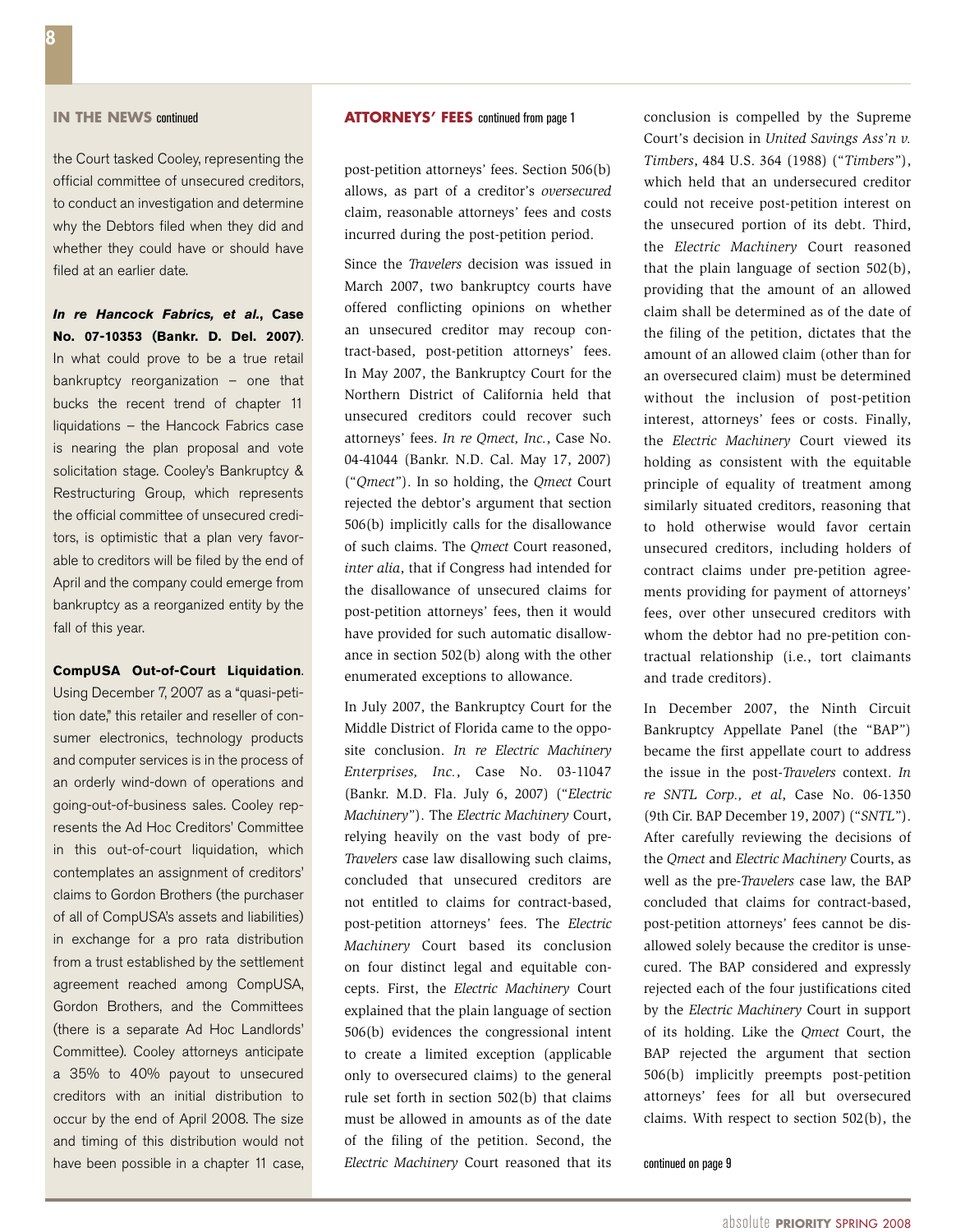## IN THE NEWS continued

the Court tasked Cooley, representing the official committee of unsecured creditors, to conduct an investigation and determine why the Debtors filed when they did and whether they could have or should have filed at an earlier date.

***In re Hancock Fabrics, et al.*, Case No. 07-10353 (Bankr. D. Del. 2007)**. In what could prove to be a true retail bankruptcy reorganization – one that bucks the recent trend of chapter 11 liquidations – the Hancock Fabrics case is nearing the plan proposal and vote solicitation stage. Cooley's Bankruptcy & Restructuring Group, which represents the official committee of unsecured creditors, is optimistic that a plan very favorable to creditors will be filed by the end of April and the company could emerge from bankruptcy as a reorganized entity by the fall of this year.

**CompUSA Out-of-Court Liquidation**. Using December 7, 2007 as a "quasi-petition date," this retailer and reseller of consumer electronics, technology products and computer services is in the process of an orderly wind-down of operations and going-out-of-business sales. Cooley represents the Ad Hoc Creditors' Committee in this out-of-court liquidation, which contemplates an assignment of creditors' claims to Gordon Brothers (the purchaser of all of CompUSA's assets and liabilities) in exchange for a pro rata distribution from a trust established by the settlement agreement reached among CompUSA, Gordon Brothers, and the Committees (there is a separate Ad Hoc Landlords' Committee). Cooley attorneys anticipate a 35% to 40% payout to unsecured creditors with an initial distribution to occur by the end of April 2008. The size and timing of this distribution would not have been possible in a chapter 11 case,

## ATTORNEYS' FEES continued from page 1

post-petition attorneys' fees. Section 506(b) allows, as part of a creditor's *oversecured* claim, reasonable attorneys' fees and costs incurred during the post-petition period.

Since the *Travelers* decision was issued in March 2007, two bankruptcy courts have offered conflicting opinions on whether an unsecured creditor may recoup contract-based, post-petition attorneys' fees. In May 2007, the Bankruptcy Court for the Northern District of California held that unsecured creditors could recover such attorneys' fees. *In re Qmect, Inc.*, Case No. 04-41044 (Bankr. N.D. Cal. May 17, 2007) ("*Qmect*"). In so holding, the *Qmect* Court rejected the debtor's argument that section 506(b) implicitly calls for the disallowance of such claims. The *Qmect* Court reasoned, *inter alia*, that if Congress had intended for the disallowance of unsecured claims for post-petition attorneys' fees, then it would have provided for such automatic disallowance in section 502(b) along with the other enumerated exceptions to allowance.

In July 2007, the Bankruptcy Court for the Middle District of Florida came to the opposite conclusion. *In re Electric Machinery Enterprises, Inc.*, Case No. 03-11047 (Bankr. M.D. Fla. July 6, 2007) ("*Electric Machinery*"). The *Electric Machinery* Court, relying heavily on the vast body of pre-*Travelers* case law disallowing such claims, concluded that unsecured creditors are not entitled to claims for contract-based, post-petition attorneys' fees. The *Electric Machinery* Court based its conclusion on four distinct legal and equitable concepts. First, the *Electric Machinery* Court explained that the plain language of section 506(b) evidences the congressional intent to create a limited exception (applicable only to oversecured claims) to the general rule set forth in section 502(b) that claims must be allowed in amounts as of the date of the filing of the petition. Second, the *Electric Machinery* Court reasoned that its conclusion is compelled by the Supreme Court's decision in *United Savings Ass'n v. Timbers*, 484 U.S. 364 (1988) ("*Timbers*"), which held that an undersecured creditor could not receive post-petition interest on the unsecured portion of its debt. Third, the *Electric Machinery* Court reasoned that the plain language of section 502(b), providing that the amount of an allowed claim shall be determined as of the date of the filing of the petition, dictates that the amount of an allowed claim (other than for an oversecured claim) must be determined without the inclusion of post-petition interest, attorneys' fees or costs. Finally, the *Electric Machinery* Court viewed its holding as consistent with the equitable principle of equality of treatment among similarly situated creditors, reasoning that to hold otherwise would favor certain unsecured creditors, including holders of contract claims under pre-petition agreements providing for payment of attorneys' fees, over other unsecured creditors with whom the debtor had no pre-petition contractual relationship (i.e., tort claimants and trade creditors).

In December 2007, the Ninth Circuit Bankruptcy Appellate Panel (the "BAP") became the first appellate court to address the issue in the post-*Travelers* context. *In re SNTL Corp., et al*, Case No. 06-1350 (9th Cir. BAP December 19, 2007) ("*SNTL*"). After carefully reviewing the decisions of the *Qmect* and *Electric Machinery* Courts, as well as the pre-*Travelers* case law, the BAP concluded that claims for contract-based, post-petition attorneys' fees cannot be disallowed solely because the creditor is unsecured. The BAP considered and expressly rejected each of the four justifications cited by the *Electric Machinery* Court in support of its holding. Like the *Qmect* Court, the BAP rejected the argument that section 506(b) implicitly preempts post-petition attorneys' fees for all but oversecured claims. With respect to section 502(b), the

continued on page 9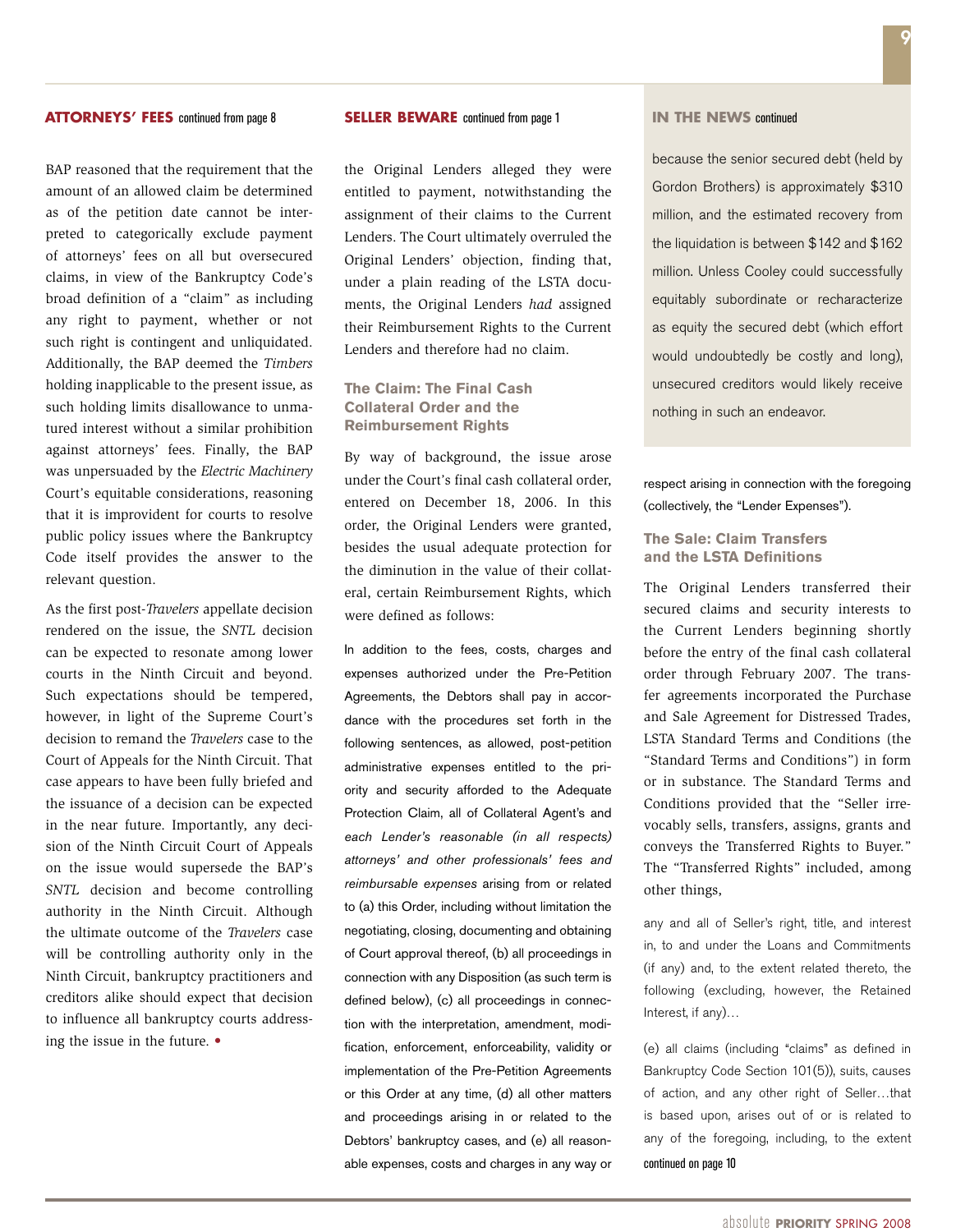**ATTORNEYS' FEES** continued from page 8

BAP reasoned that the requirement that the amount of an allowed claim be determined as of the petition date cannot be interpreted to categorically exclude payment of attorneys' fees on all but oversecured claims, in view of the Bankruptcy Code's broad definition of a "claim" as including any right to payment, whether or not such right is contingent and unliquidated. Additionally, the BAP deemed the *Timbers* holding inapplicable to the present issue, as such holding limits disallowance to unmatured interest without a similar prohibition against attorneys' fees. Finally, the BAP was unpersuaded by the *Electric Machinery* Court's equitable considerations, reasoning that it is improvident for courts to resolve public policy issues where the Bankruptcy Code itself provides the answer to the relevant question.

As the first post-*Travelers* appellate decision rendered on the issue, the *SNTL* decision can be expected to resonate among lower courts in the Ninth Circuit and beyond. Such expectations should be tempered, however, in light of the Supreme Court's decision to remand the *Travelers* case to the Court of Appeals for the Ninth Circuit. That case appears to have been fully briefed and the issuance of a decision can be expected in the near future. Importantly, any decision of the Ninth Circuit Court of Appeals on the issue would supersede the BAP's *SNTL* decision and become controlling authority in the Ninth Circuit. Although the ultimate outcome of the *Travelers* case will be controlling authority only in the Ninth Circuit, bankruptcy practitioners and creditors alike should expect that decision to influence all bankruptcy courts addressing the issue in the future. •

**SELLER BEWARE** continued from page 1

the Original Lenders alleged they were entitled to payment, notwithstanding the assignment of their claims to the Current Lenders. The Court ultimately overruled the Original Lenders' objection, finding that, under a plain reading of the LSTA documents, the Original Lenders *had* assigned their Reimbursement Rights to the Current Lenders and therefore had no claim.

### The Claim: The Final Cash Collateral Order and the Reimbursement Rights

By way of background, the issue arose under the Court's final cash collateral order, entered on December 18, 2006. In this order, the Original Lenders were granted, besides the usual adequate protection for the diminution in the value of their collateral, certain Reimbursement Rights, which were defined as follows:

> In addition to the fees, costs, charges and expenses authorized under the Pre-Petition Agreements, the Debtors shall pay in accordance with the procedures set forth in the following sentences, as allowed, post-petition administrative expenses entitled to the priority and security afforded to the Adequate Protection Claim, all of Collateral Agent's and *each Lender's reasonable (in all respects) attorneys' and other professionals' fees and reimbursable expenses* arising from or related to (a) this Order, including without limitation the negotiating, closing, documenting and obtaining of Court approval thereof, (b) all proceedings in connection with any Disposition (as such term is defined below), (c) all proceedings in connection with the interpretation, amendment, modification, enforcement, enforceability, validity or implementation of the Pre-Petition Agreements or this Order at any time, (d) all other matters and proceedings arising in or related to the Debtors' bankruptcy cases, and (e) all reasonable expenses, costs and charges in any way or respect arising in connection with the foregoing (collectively, the "Lender Expenses").

### The Sale: Claim Transfers and the LSTA Definitions

The Original Lenders transferred their secured claims and security interests to the Current Lenders beginning shortly before the entry of the final cash collateral order through February 2007. The transfer agreements incorporated the Purchase and Sale Agreement for Distressed Trades, LSTA Standard Terms and Conditions (the "Standard Terms and Conditions") in form or in substance. The Standard Terms and Conditions provided that the "Seller irrevocably sells, transfers, assigns, grants and conveys the Transferred Rights to Buyer." The "Transferred Rights" included, among other things,

> any and all of Seller's right, title, and interest in, to and under the Loans and Commitments (if any) and, to the extent related thereto, the following (excluding, however, the Retained Interest, if any)…
>
> (e) all claims (including "claims" as defined in Bankruptcy Code Section 101(5)), suits, causes of action, and any other right of Seller…that is based upon, arises out of or is related to any of the foregoing, including, to the extent

continued on page 10

**IN THE NEWS** continued

because the senior secured debt (held by Gordon Brothers) is approximately $310 million, and the estimated recovery from the liquidation is between $142 and $162 million. Unless Cooley could successfully equitably subordinate or recharacterize as equity the secured debt (which effort would undoubtedly be costly and long), unsecured creditors would likely receive nothing in such an endeavor.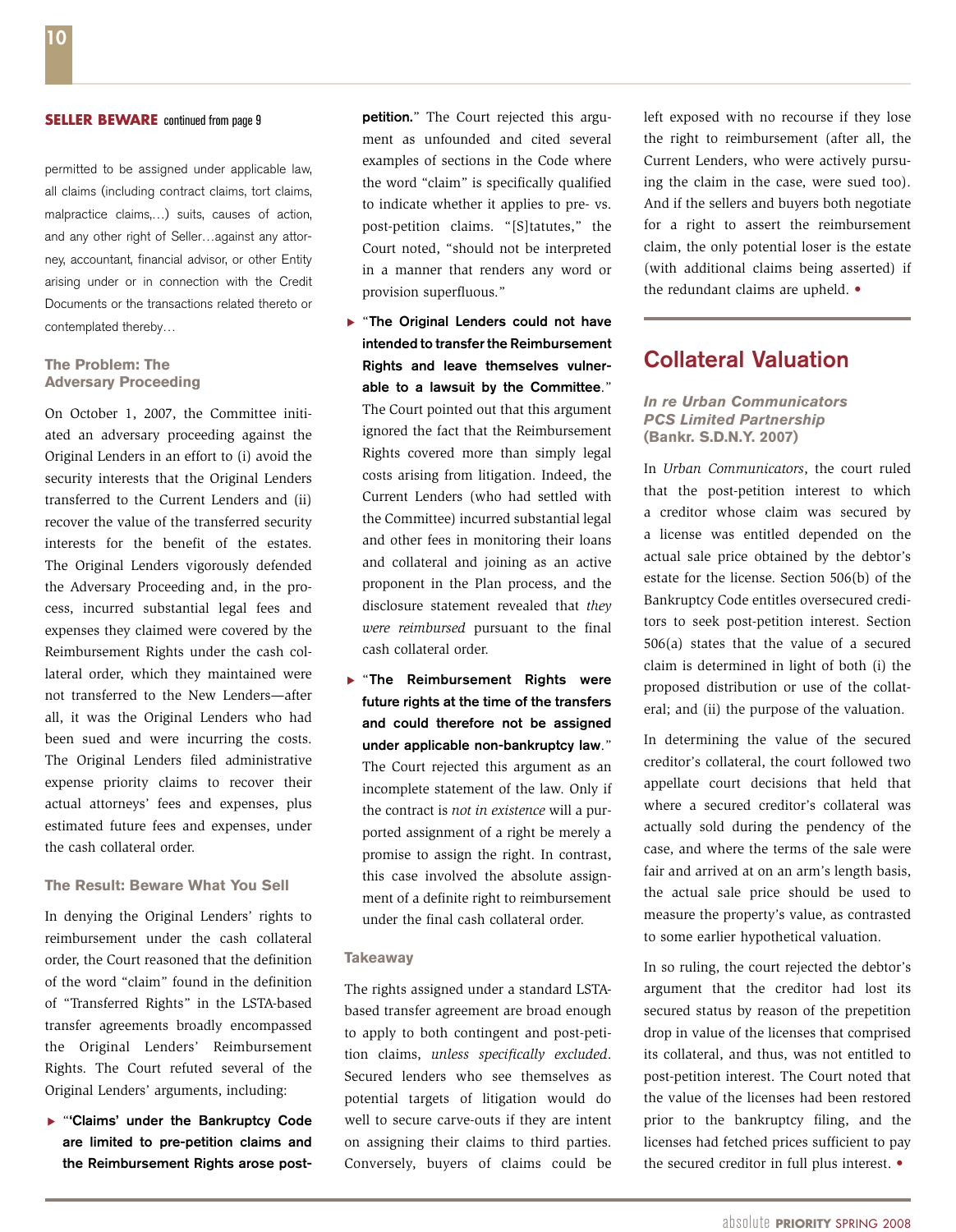**SELLER BEWARE** continued from page 9

permitted to be assigned under applicable law, all claims (including contract claims, tort claims, malpractice claims,…) suits, causes of action, and any other right of Seller…against any attorney, accountant, financial advisor, or other Entity arising under or in connection with the Credit Documents or the transactions related thereto or contemplated thereby…

### The Problem: The Adversary Proceeding

On October 1, 2007, the Committee initiated an adversary proceeding against the Original Lenders in an effort to (i) avoid the security interests that the Original Lenders transferred to the Current Lenders and (ii) recover the value of the transferred security interests for the benefit of the estates. The Original Lenders vigorously defended the Adversary Proceeding and, in the process, incurred substantial legal fees and expenses they claimed were covered by the Reimbursement Rights under the cash collateral order, which they maintained were not transferred to the New Lenders—after all, it was the Original Lenders who had been sued and were incurring the costs. The Original Lenders filed administrative expense priority claims to recover their actual attorneys' fees and expenses, plus estimated future fees and expenses, under the cash collateral order.

### The Result: Beware What You Sell

In denying the Original Lenders' rights to reimbursement under the cash collateral order, the Court reasoned that the definition of the word "claim" found in the definition of "Transferred Rights" in the LSTA-based transfer agreements broadly encompassed the Original Lenders' Reimbursement Rights. The Court refuted several of the Original Lenders' arguments, including:

- "**'Claims' under the Bankruptcy Code are limited to pre-petition claims and the Reimbursement Rights arose post-petition.**" The Court rejected this argument as unfounded and cited several examples of sections in the Code where the word "claim" is specifically qualified to indicate whether it applies to pre- vs. post-petition claims. "[S]tatutes," the Court noted, "should not be interpreted in a manner that renders any word or provision superfluous."
- "**The Original Lenders could not have intended to transfer the Reimbursement Rights and leave themselves vulnerable to a lawsuit by the Committee.**" The Court pointed out that this argument ignored the fact that the Reimbursement Rights covered more than simply legal costs arising from litigation. Indeed, the Current Lenders (who had settled with the Committee) incurred substantial legal and other fees in monitoring their loans and collateral and joining as an active proponent in the Plan process, and the disclosure statement revealed that *they were reimbursed* pursuant to the final cash collateral order.
- "**The Reimbursement Rights were future rights at the time of the transfers and could therefore not be assigned under applicable non-bankruptcy law.**" The Court rejected this argument as an incomplete statement of the law. Only if the contract is *not in existence* will a purported assignment of a right be merely a promise to assign the right. In contrast, this case involved the absolute assignment of a definite right to reimbursement under the final cash collateral order.

#### Takeaway

The rights assigned under a standard LSTA-based transfer agreement are broad enough to apply to both contingent and post-petition claims, *unless specifically excluded*. Secured lenders who see themselves as potential targets of litigation would do well to secure carve-outs if they are intent on assigning their claims to third parties. Conversely, buyers of claims could be left exposed with no recourse if they lose the right to reimbursement (after all, the Current Lenders, who were actively pursuing the claim in the case, were sued too). And if the sellers and buyers both negotiate for a right to assert the reimbursement claim, the only potential loser is the estate (with additional claims being asserted) if the redundant claims are upheld. •

## Collateral Valuation

### *In re Urban Communicators PCS Limited Partnership* (Bankr. S.D.N.Y. 2007)

In *Urban Communicators*, the court ruled that the post-petition interest to which a creditor whose claim was secured by a license was entitled depended on the actual sale price obtained by the debtor's estate for the license. Section 506(b) of the Bankruptcy Code entitles oversecured creditors to seek post-petition interest. Section 506(a) states that the value of a secured claim is determined in light of both (i) the proposed distribution or use of the collateral; and (ii) the purpose of the valuation.

In determining the value of the secured creditor's collateral, the court followed two appellate court decisions that held that where a secured creditor's collateral was actually sold during the pendency of the case, and where the terms of the sale were fair and arrived at on an arm's length basis, the actual sale price should be used to measure the property's value, as contrasted to some earlier hypothetical valuation.

In so ruling, the court rejected the debtor's argument that the creditor had lost its secured status by reason of the prepetition drop in value of the licenses that comprised its collateral, and thus, was not entitled to post-petition interest. The Court noted that the value of the licenses had been restored prior to the bankruptcy filing, and the licenses had fetched prices sufficient to pay the secured creditor in full plus interest. •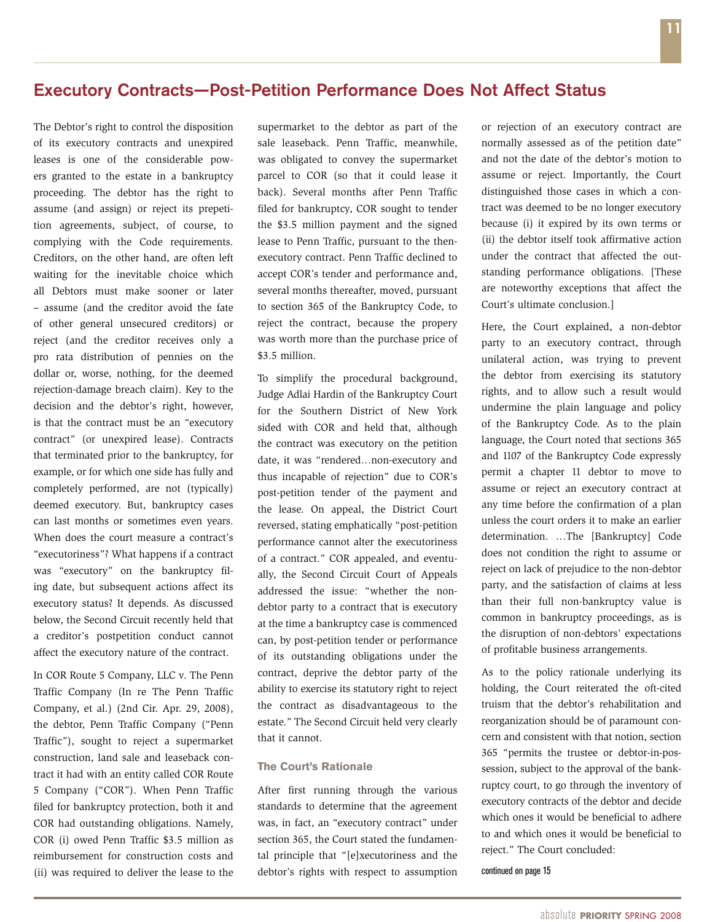## Executory Contracts—Post-Petition Performance Does Not Affect Status

The Debtor's right to control the disposition of its executory contracts and unexpired leases is one of the considerable powers granted to the estate in a bankruptcy proceeding. The debtor has the right to assume (and assign) or reject its prepetition agreements, subject, of course, to complying with the Code requirements. Creditors, on the other hand, are often left waiting for the inevitable choice which all Debtors must make sooner or later – assume (and the creditor avoid the fate of other general unsecured creditors) or reject (and the creditor receives only a pro rata distribution of pennies on the dollar or, worse, nothing, for the deemed rejection-damage breach claim). Key to the decision and the debtor's right, however, is that the contract must be an "executory contract" (or unexpired lease). Contracts that terminated prior to the bankruptcy, for example, or for which one side has fully and completely performed, are not (typically) deemed executory. But, bankruptcy cases can last months or sometimes even years. When does the court measure a contract's "executoriness"? What happens if a contract was "executory" on the bankruptcy filing date, but subsequent actions affect its executory status? It depends. As discussed below, the Second Circuit recently held that a creditor's postpetition conduct cannot affect the executory nature of the contract.

In COR Route 5 Company, LLC v. The Penn Traffic Company (In re The Penn Traffic Company, et al.) (2nd Cir. Apr. 29, 2008), the debtor, Penn Traffic Company ("Penn Traffic"), sought to reject a supermarket construction, land sale and leaseback contract it had with an entity called COR Route 5 Company ("COR"). When Penn Traffic filed for bankruptcy protection, both it and COR had outstanding obligations. Namely, COR (i) owed Penn Traffic $3.5 million as reimbursement for construction costs and (ii) was required to deliver the lease to the supermarket to the debtor as part of the sale leaseback. Penn Traffic, meanwhile, was obligated to convey the supermarket parcel to COR (so that it could lease it back). Several months after Penn Traffic filed for bankruptcy, COR sought to tender the $3.5 million payment and the signed lease to Penn Traffic, pursuant to the then-executory contract. Penn Traffic declined to accept COR's tender and performance and, several months thereafter, moved, pursuant to section 365 of the Bankruptcy Code, to reject the contract, because the propery was worth more than the purchase price of $3.5 million.

To simplify the procedural background, Judge Adlai Hardin of the Bankruptcy Court for the Southern District of New York sided with COR and held that, although the contract was executory on the petition date, it was "rendered…non-executory and thus incapable of rejection" due to COR's post-petition tender of the payment and the lease. On appeal, the District Court reversed, stating emphatically "post-petition performance cannot alter the executoriness of a contract." COR appealed, and eventually, the Second Circuit Court of Appeals addressed the issue: "whether the non-debtor party to a contract that is executory at the time a bankruptcy case is commenced can, by post-petition tender or performance of its outstanding obligations under the contract, deprive the debtor party of the ability to exercise its statutory right to reject the contract as disadvantageous to the estate." The Second Circuit held very clearly that it cannot.

### The Court's Rationale

After first running through the various standards to determine that the agreement was, in fact, an "executory contract" under section 365, the Court stated the fundamental principle that "[e]xecutoriness and the debtor's rights with respect to assumption or rejection of an executory contract are normally assessed as of the petition date" and not the date of the debtor's motion to assume or reject. Importantly, the Court distinguished those cases in which a contract was deemed to be no longer executory because (i) it expired by its own terms or (ii) the debtor itself took affirmative action under the contract that affected the outstanding performance obligations. [These are noteworthy exceptions that affect the Court's ultimate conclusion.]

Here, the Court explained, a non-debtor party to an executory contract, through unilateral action, was trying to prevent the debtor from exercising its statutory rights, and to allow such a result would undermine the plain language and policy of the Bankruptcy Code. As to the plain language, the Court noted that sections 365 and 1107 of the Bankruptcy Code expressly permit a chapter 11 debtor to move to assume or reject an executory contract at any time before the confirmation of a plan unless the court orders it to make an earlier determination. …The [Bankruptcy] Code does not condition the right to assume or reject on lack of prejudice to the non-debtor party, and the satisfaction of claims at less than their full non-bankruptcy value is common in bankruptcy proceedings, as is the disruption of non-debtors' expectations of profitable business arrangements.

As to the policy rationale underlying its holding, the Court reiterated the oft-cited truism that the debtor's rehabilitation and reorganization should be of paramount concern and consistent with that notion, section 365 "permits the trustee or debtor-in-possession, subject to the approval of the bankruptcy court, to go through the inventory of executory contracts of the debtor and decide which ones it would be beneficial to adhere to and which ones it would be beneficial to reject." The Court concluded:

continued on page 15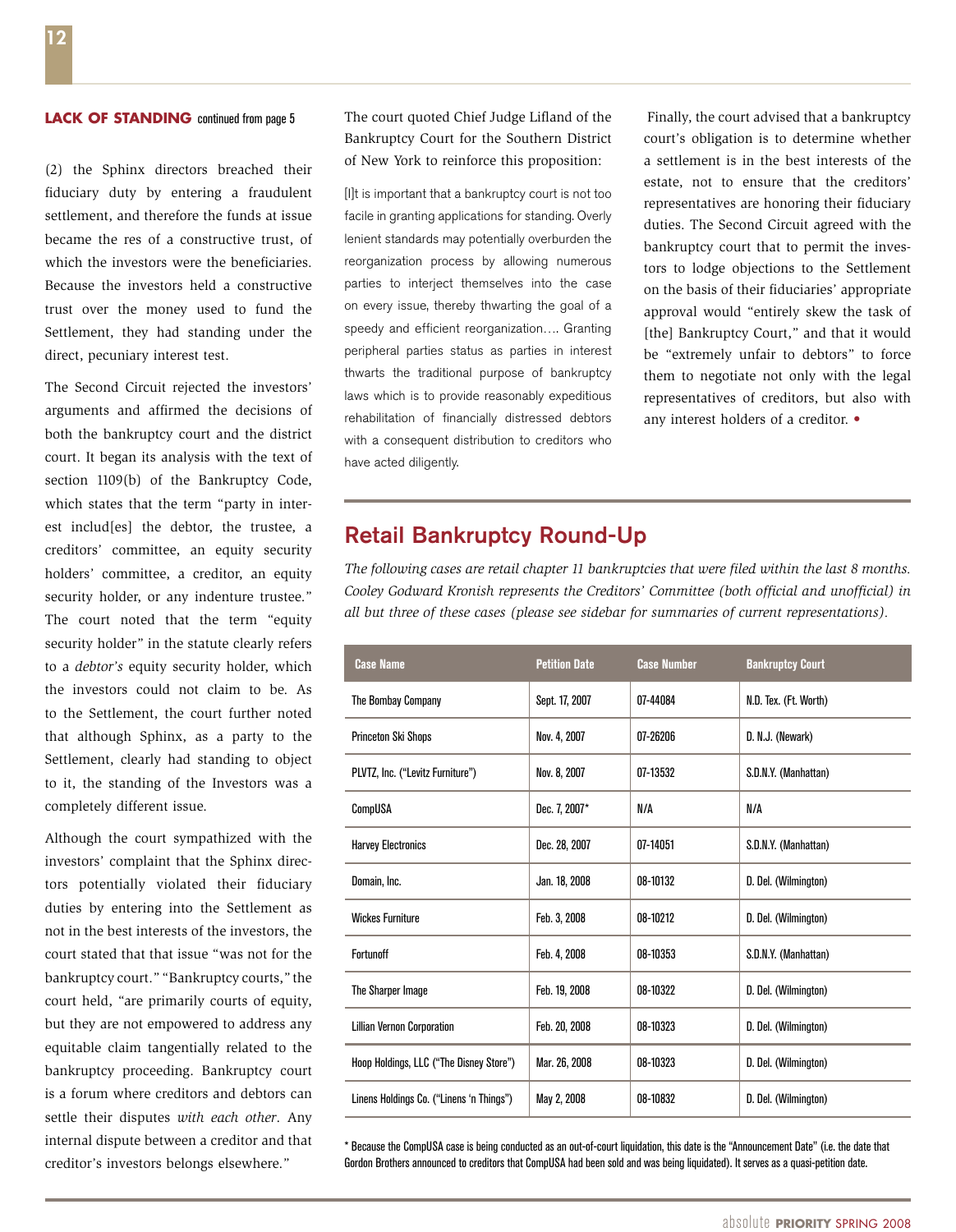**LACK OF STANDING** continued from page 5

(2) the Sphinx directors breached their fiduciary duty by entering a fraudulent settlement, and therefore the funds at issue became the res of a constructive trust, of which the investors were the beneficiaries. Because the investors held a constructive trust over the money used to fund the Settlement, they had standing under the direct, pecuniary interest test.

The Second Circuit rejected the investors' arguments and affirmed the decisions of both the bankruptcy court and the district court. It began its analysis with the text of section 1109(b) of the Bankruptcy Code, which states that the term "party in interest includ[es] the debtor, the trustee, a creditors' committee, an equity security holders' committee, a creditor, an equity security holder, or any indenture trustee." The court noted that the term "equity security holder" in the statute clearly refers to a *debtor's* equity security holder, which the investors could not claim to be. As to the Settlement, the court further noted that although Sphinx, as a party to the Settlement, clearly had standing to object to it, the standing of the Investors was a completely different issue.

Although the court sympathized with the investors' complaint that the Sphinx directors potentially violated their fiduciary duties by entering into the Settlement as not in the best interests of the investors, the court stated that that issue "was not for the bankruptcy court." "Bankruptcy courts," the court held, "are primarily courts of equity, but they are not empowered to address any equitable claim tangentially related to the bankruptcy proceeding. Bankruptcy court is a forum where creditors and debtors can settle their disputes *with each other*. Any internal dispute between a creditor and that creditor's investors belongs elsewhere."

The court quoted Chief Judge Lifland of the Bankruptcy Court for the Southern District of New York to reinforce this proposition:

> [I]t is important that a bankruptcy court is not too facile in granting applications for standing. Overly lenient standards may potentially overburden the reorganization process by allowing numerous parties to interject themselves into the case on every issue, thereby thwarting the goal of a speedy and efficient reorganization…. Granting peripheral parties status as parties in interest thwarts the traditional purpose of bankruptcy laws which is to provide reasonably expeditious rehabilitation of financially distressed debtors with a consequent distribution to creditors who have acted diligently.

Finally, the court advised that a bankruptcy court's obligation is to determine whether a settlement is in the best interests of the estate, not to ensure that the creditors' representatives are honoring their fiduciary duties. The Second Circuit agreed with the bankruptcy court that to permit the investors to lodge objections to the Settlement on the basis of their fiduciaries' appropriate approval would "entirely skew the task of [the] Bankruptcy Court," and that it would be "extremely unfair to debtors" to force them to negotiate not only with the legal representatives of creditors, but also with any interest holders of a creditor. •

## Retail Bankruptcy Round-Up

*The following cases are retail chapter 11 bankruptcies that were filed within the last 8 months. Cooley Godward Kronish represents the Creditors' Committee (both official and unofficial) in all but three of these cases (please see sidebar for summaries of current representations).*

| Case Name | Petition Date | Case Number | Bankruptcy Court |
|---|---|---|---|
| The Bombay Company | Sept. 17, 2007 | 07-44084 | N.D. Tex. (Ft. Worth) |
| Princeton Ski Shops | Nov. 4, 2007 | 07-26206 | D. N.J. (Newark) |
| PLVTZ, Inc. ("Levitz Furniture") | Nov. 8, 2007 | 07-13532 | S.D.N.Y. (Manhattan) |
| CompUSA | Dec. 7, 2007* | N/A | N/A |
| Harvey Electronics | Dec. 28, 2007 | 07-14051 | S.D.N.Y. (Manhattan) |
| Domain, Inc. | Jan. 18, 2008 | 08-10132 | D. Del. (Wilmington) |
| Wickes Furniture | Feb. 3, 2008 | 08-10212 | D. Del. (Wilmington) |
| Fortunoff | Feb. 4, 2008 | 08-10353 | S.D.N.Y. (Manhattan) |
| The Sharper Image | Feb. 19, 2008 | 08-10322 | D. Del. (Wilmington) |
| Lillian Vernon Corporation | Feb. 20, 2008 | 08-10323 | D. Del. (Wilmington) |
| Hoop Holdings, LLC ("The Disney Store") | Mar. 26, 2008 | 08-10323 | D. Del. (Wilmington) |
| Linens Holdings Co. ("Linens 'n Things") | May 2, 2008 | 08-10832 | D. Del. (Wilmington) |

\* Because the CompUSA case is being conducted as an out-of-court liquidation, this date is the "Announcement Date" (i.e. the date that Gordon Brothers announced to creditors that CompUSA had been sold and was being liquidated). It serves as a quasi-petition date.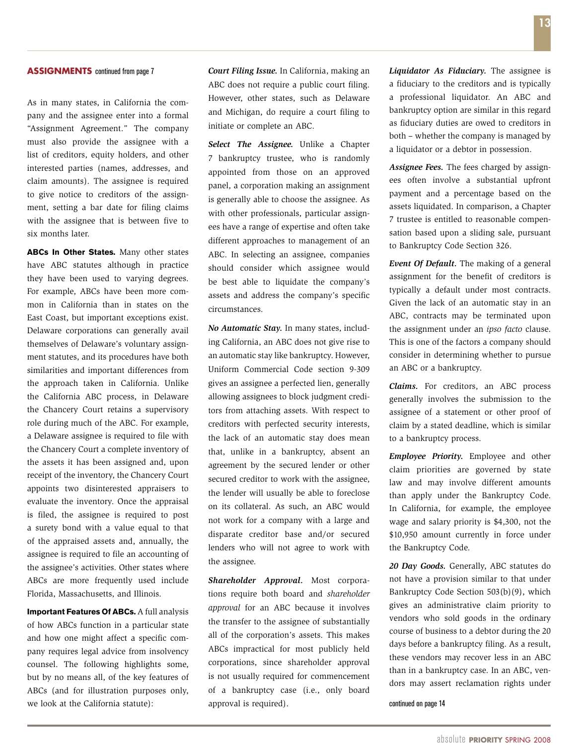**ASSIGNMENTS** continued from page 7

As in many states, in California the company and the assignee enter into a formal "Assignment Agreement." The company must also provide the assignee with a list of creditors, equity holders, and other interested parties (names, addresses, and claim amounts). The assignee is required to give notice to creditors of the assignment, setting a bar date for filing claims with the assignee that is between five to six months later.

**ABCs In Other States.** Many other states have ABC statutes although in practice they have been used to varying degrees. For example, ABCs have been more common in California than in states on the East Coast, but important exceptions exist. Delaware corporations can generally avail themselves of Delaware's voluntary assignment statutes, and its procedures have both similarities and important differences from the approach taken in California. Unlike the California ABC process, in Delaware the Chancery Court retains a supervisory role during much of the ABC. For example, a Delaware assignee is required to file with the Chancery Court a complete inventory of the assets it has been assigned and, upon receipt of the inventory, the Chancery Court appoints two disinterested appraisers to evaluate the inventory. Once the appraisal is filed, the assignee is required to post a surety bond with a value equal to that of the appraised assets and, annually, the assignee is required to file an accounting of the assignee's activities. Other states where ABCs are more frequently used include Florida, Massachusetts, and Illinois.

**Important Features Of ABCs.** A full analysis of how ABCs function in a particular state and how one might affect a specific company requires legal advice from insolvency counsel. The following highlights some, but by no means all, of the key features of ABCs (and for illustration purposes only, we look at the California statute):

***Court Filing Issue.*** In California, making an ABC does not require a public court filing. However, other states, such as Delaware and Michigan, do require a court filing to initiate or complete an ABC.

***Select The Assignee.*** Unlike a Chapter 7 bankruptcy trustee, who is randomly appointed from those on an approved panel, a corporation making an assignment is generally able to choose the assignee. As with other professionals, particular assignees have a range of expertise and often take different approaches to management of an ABC. In selecting an assignee, companies should consider which assignee would be best able to liquidate the company's assets and address the company's specific circumstances.

***No Automatic Stay.*** In many states, including California, an ABC does not give rise to an automatic stay like bankruptcy. However, Uniform Commercial Code section 9-309 gives an assignee a perfected lien, generally allowing assignees to block judgment creditors from attaching assets. With respect to creditors with perfected security interests, the lack of an automatic stay does mean that, unlike in a bankruptcy, absent an agreement by the secured lender or other secured creditor to work with the assignee, the lender will usually be able to foreclose on its collateral. As such, an ABC would not work for a company with a large and disparate creditor base and/or secured lenders who will not agree to work with the assignee.

***Shareholder Approval.*** Most corporations require both board and *shareholder approval* for an ABC because it involves the transfer to the assignee of substantially all of the corporation's assets. This makes ABCs impractical for most publicly held corporations, since shareholder approval is not usually required for commencement of a bankruptcy case (i.e., only board approval is required).

***Liquidator As Fiduciary.*** The assignee is a fiduciary to the creditors and is typically a professional liquidator. An ABC and bankruptcy option are similar in this regard as fiduciary duties are owed to creditors in both – whether the company is managed by a liquidator or a debtor in possession.

***Assignee Fees.*** The fees charged by assignees often involve a substantial upfront payment and a percentage based on the assets liquidated. In comparison, a Chapter 7 trustee is entitled to reasonable compensation based upon a sliding sale, pursuant to Bankruptcy Code Section 326.

***Event Of Default.*** The making of a general assignment for the benefit of creditors is typically a default under most contracts. Given the lack of an automatic stay in an ABC, contracts may be terminated upon the assignment under an *ipso facto* clause. This is one of the factors a company should consider in determining whether to pursue an ABC or a bankruptcy.

***Claims.*** For creditors, an ABC process generally involves the submission to the assignee of a statement or other proof of claim by a stated deadline, which is similar to a bankruptcy process.

***Employee Priority.*** Employee and other claim priorities are governed by state law and may involve different amounts than apply under the Bankruptcy Code. In California, for example, the employee wage and salary priority is $4,300, not the $10,950 amount currently in force under the Bankruptcy Code.

***20 Day Goods.*** Generally, ABC statutes do not have a provision similar to that under Bankruptcy Code Section 503(b)(9), which gives an administrative claim priority to vendors who sold goods in the ordinary course of business to a debtor during the 20 days before a bankruptcy filing. As a result, these vendors may recover less in an ABC than in a bankruptcy case. In an ABC, vendors may assert reclamation rights under

continued on page 14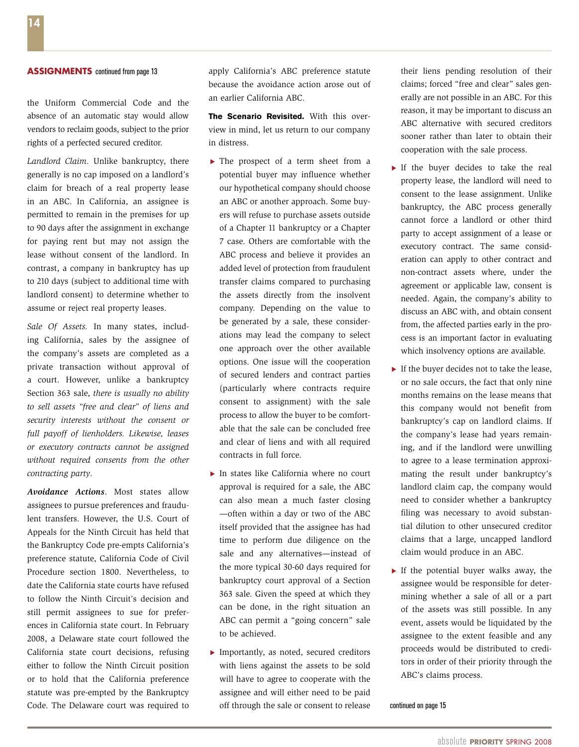**ASSIGNMENTS** continued from page 13

the Uniform Commercial Code and the absence of an automatic stay would allow vendors to reclaim goods, subject to the prior rights of a perfected secured creditor.

*Landlord Claim.* Unlike bankruptcy, there generally is no cap imposed on a landlord's claim for breach of a real property lease in an ABC. In California, an assignee is permitted to remain in the premises for up to 90 days after the assignment in exchange for paying rent but may not assign the lease without consent of the landlord. In contrast, a company in bankruptcy has up to 210 days (subject to additional time with landlord consent) to determine whether to assume or reject real property leases.

*Sale Of Assets.* In many states, including California, sales by the assignee of the company's assets are completed as a private transaction without approval of a court. However, unlike a bankruptcy Section 363 sale, *there is usually no ability to sell assets "free and clear" of liens and security interests without the consent or full payoff of lienholders. Likewise, leases or executory contracts cannot be assigned without required consents from the other contracting party*.

***Avoidance Actions***. Most states allow assignees to pursue preferences and fraudulent transfers. However, the U.S. Court of Appeals for the Ninth Circuit has held that the Bankruptcy Code pre-empts California's preference statute, California Code of Civil Procedure section 1800. Nevertheless, to date the California state courts have refused to follow the Ninth Circuit's decision and still permit assignees to sue for preferences in California state court. In February 2008, a Delaware state court followed the California state court decisions, refusing either to follow the Ninth Circuit position or to hold that the California preference statute was pre-empted by the Bankruptcy Code. The Delaware court was required to apply California's ABC preference statute because the avoidance action arose out of an earlier California ABC.

**The Scenario Revisited.** With this overview in mind, let us return to our company in distress.

- The prospect of a term sheet from a potential buyer may influence whether our hypothetical company should choose an ABC or another approach. Some buyers will refuse to purchase assets outside of a Chapter 11 bankruptcy or a Chapter 7 case. Others are comfortable with the ABC process and believe it provides an added level of protection from fraudulent transfer claims compared to purchasing the assets directly from the insolvent company. Depending on the value to be generated by a sale, these considerations may lead the company to select one approach over the other available options. One issue will the cooperation of secured lenders and contract parties (particularly where contracts require consent to assignment) with the sale process to allow the buyer to be comfortable that the sale can be concluded free and clear of liens and with all required contracts in full force.
- In states like California where no court approval is required for a sale, the ABC can also mean a much faster closing —often within a day or two of the ABC itself provided that the assignee has had time to perform due diligence on the sale and any alternatives—instead of the more typical 30-60 days required for bankruptcy court approval of a Section 363 sale. Given the speed at which they can be done, in the right situation an ABC can permit a "going concern" sale to be achieved.
- Importantly, as noted, secured creditors with liens against the assets to be sold will have to agree to cooperate with the assignee and will either need to be paid off through the sale or consent to release their liens pending resolution of their claims; forced "free and clear" sales generally are not possible in an ABC. For this reason, it may be important to discuss an ABC alternative with secured creditors sooner rather than later to obtain their cooperation with the sale process.
- If the buyer decides to take the real property lease, the landlord will need to consent to the lease assignment. Unlike bankruptcy, the ABC process generally cannot force a landlord or other third party to accept assignment of a lease or executory contract. The same consideration can apply to other contract and non-contract assets where, under the agreement or applicable law, consent is needed. Again, the company's ability to discuss an ABC with, and obtain consent from, the affected parties early in the process is an important factor in evaluating which insolvency options are available.
- If the buyer decides not to take the lease, or no sale occurs, the fact that only nine months remains on the lease means that this company would not benefit from bankruptcy's cap on landlord claims. If the company's lease had years remaining, and if the landlord were unwilling to agree to a lease termination approximating the result under bankruptcy's landlord claim cap, the company would need to consider whether a bankruptcy filing was necessary to avoid substantial dilution to other unsecured creditor claims that a large, uncapped landlord claim would produce in an ABC.
- If the potential buyer walks away, the assignee would be responsible for determining whether a sale of all or a part of the assets was still possible. In any event, assets would be liquidated by the assignee to the extent feasible and any proceeds would be distributed to creditors in order of their priority through the ABC's claims process.

continued on page 15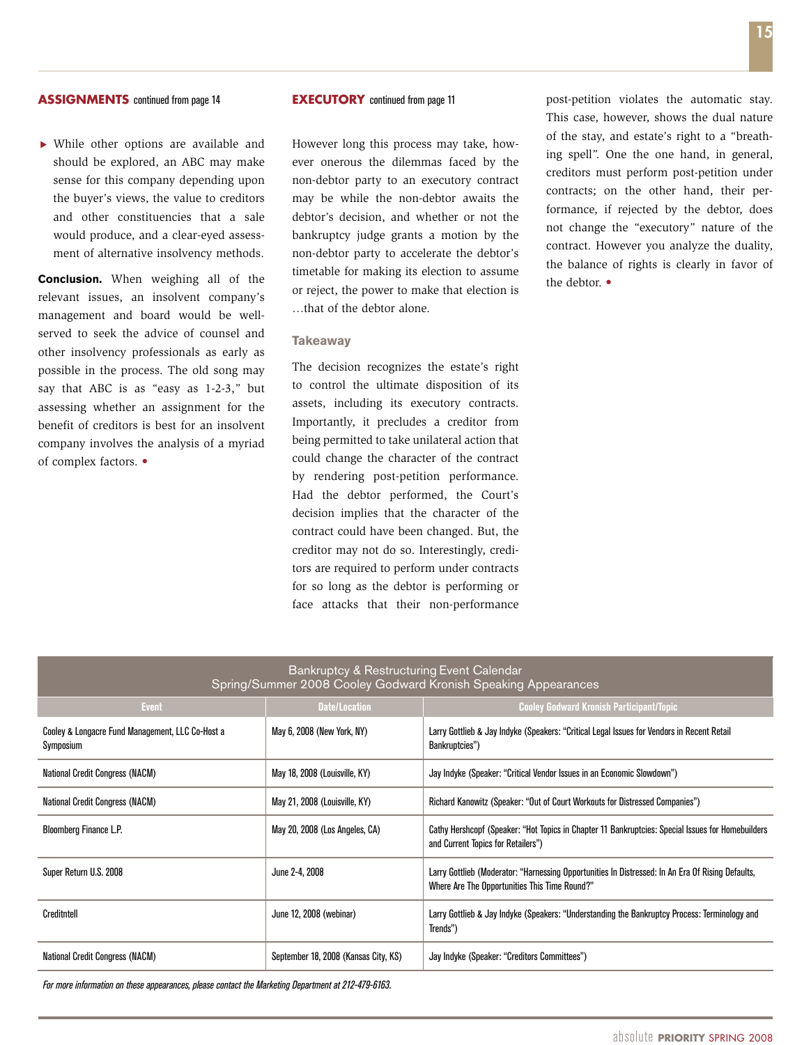**ASSIGNMENTS** continued from page 14

- While other options are available and should be explored, an ABC may make sense for this company depending upon the buyer's views, the value to creditors and other constituencies that a sale would produce, and a clear-eyed assessment of alternative insolvency methods.

**Conclusion.** When weighing all of the relevant issues, an insolvent company's management and board would be well-served to seek the advice of counsel and other insolvency professionals as early as possible in the process. The old song may say that ABC is as "easy as 1-2-3," but assessing whether an assignment for the benefit of creditors is best for an insolvent company involves the analysis of a myriad of complex factors. •

**EXECUTORY** continued from page 11

However long this process may take, however onerous the dilemmas faced by the non-debtor party to an executory contract may be while the non-debtor awaits the debtor's decision, and whether or not the bankruptcy judge grants a motion by the non-debtor party to accelerate the debtor's timetable for making its election to assume or reject, the power to make that election is …that of the debtor alone.

### Takeaway

The decision recognizes the estate's right to control the ultimate disposition of its assets, including its executory contracts. Importantly, it precludes a creditor from being permitted to take unilateral action that could change the character of the contract by rendering post-petition performance. Had the debtor performed, the Court's decision implies that the character of the contract could have been changed. But, the creditor may not do so. Interestingly, creditors are required to perform under contracts for so long as the debtor is performing or face attacks that their non-performance post-petition violates the automatic stay. This case, however, shows the dual nature of the stay, and estate's right to a "breathing spell". One the one hand, in general, creditors must perform post-petition under contracts; on the other hand, their performance, if rejected by the debtor, does not change the "executory" nature of the contract. However you analyze the duality, the balance of rights is clearly in favor of the debtor. •

**Bankruptcy & Restructuring Event Calendar**
**Spring/Summer 2008 Cooley Godward Kronish Speaking Appearances**

| Event | Date/Location | Cooley Godward Kronish Participant/Topic |
|---|---|---|
| Cooley & Longacre Fund Management, LLC Co-Host a Symposium | May 6, 2008 (New York, NY) | Larry Gottlieb & Jay Indyke (Speakers: "Critical Legal Issues for Vendors in Recent Retail Bankruptcies") |
| National Credit Congress (NACM) | May 18, 2008 (Louisville, KY) | Jay Indyke (Speaker: "Critical Vendor Issues in an Economic Slowdown") |
| National Credit Congress (NACM) | May 21, 2008 (Louisville, KY) | Richard Kanowitz (Speaker: "Out of Court Workouts for Distressed Companies") |
| Bloomberg Finance L.P. | May 20, 2008 (Los Angeles, CA) | Cathy Hershcopf (Speaker: "Hot Topics in Chapter 11 Bankruptcies: Special Issues for Homebuilders and Current Topics for Retailers") |
| Super Return U.S. 2008 | June 2-4, 2008 | Larry Gottlieb (Moderator: "Harnessing Opportunities In Distressed: In An Era Of Rising Defaults, Where Are The Opportunities This Time Round?" |
| Creditntell | June 12, 2008 (webinar) | Larry Gottlieb & Jay Indyke (Speakers: "Understanding the Bankruptcy Process: Terminology and Trends") |
| National Credit Congress (NACM) | September 18, 2008 (Kansas City, KS) | Jay Indyke (Speaker: "Creditors Committees") |

*For more information on these appearances, please contact the Marketing Department at 212-479-6163.*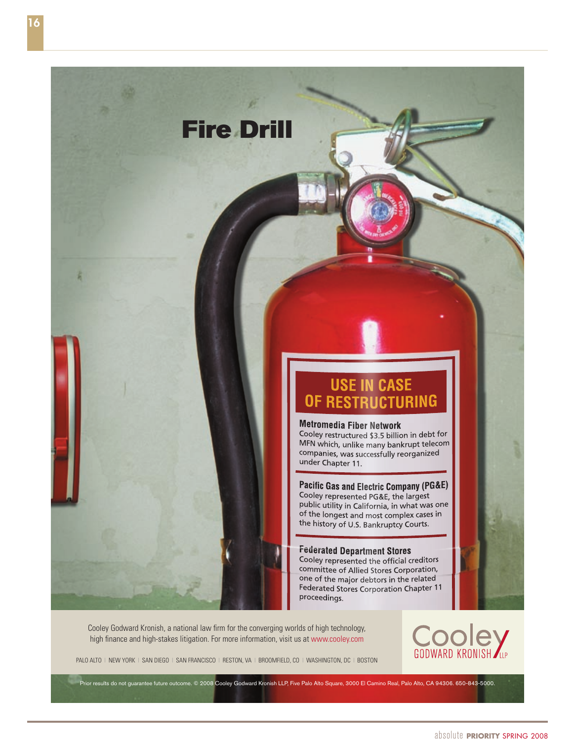# Fire Drill

## USE IN CASE OF RESTRUCTURING

**Metromedia Fiber Network**
Cooley restructured $3.5 billion in debt for MFN which, unlike many bankrupt telecom companies, was successfully reorganized under Chapter 11.

**Pacific Gas and Electric Company (PG&E)**
Cooley represented PG&E, the largest public utility in California, in what was one of the longest and most complex cases in the history of U.S. Bankruptcy Courts.

**Federated Department Stores**
Cooley represented the official creditors committee of Allied Stores Corporation, one of the major debtors in the related Federated Stores Corporation Chapter 11 proceedings.

Cooley Godward Kronish, a national law firm for the converging worlds of high technology, high finance and high-stakes litigation. For more information, visit us at www.cooley.com

PALO ALTO | NEW YORK | SAN DIEGO | SAN FRANCISCO | RESTON, VA | BROOMFIELD, CO | WASHINGTON, DC | BOSTON

Cooley GODWARD KRONISH LLP

Prior results do not guarantee future outcome. © 2008 Cooley Godward Kronish LLP, Five Palo Alto Square, 3000 El Camino Real, Palo Alto, CA 94306. 650-843-5000.